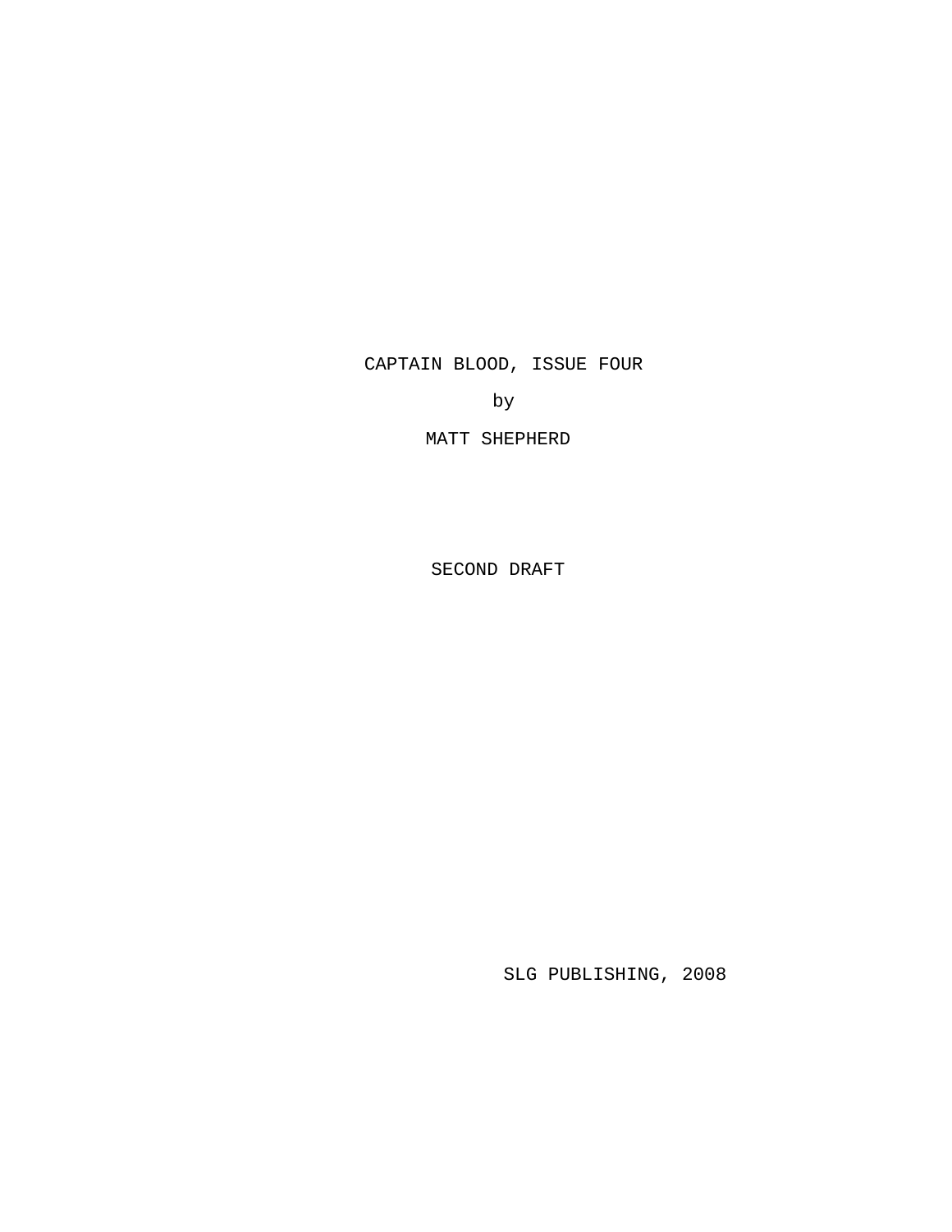CAPTAIN BLOOD, ISSUE FOUR

by

MATT SHEPHERD

SECOND DRAFT

SLG PUBLISHING, 2008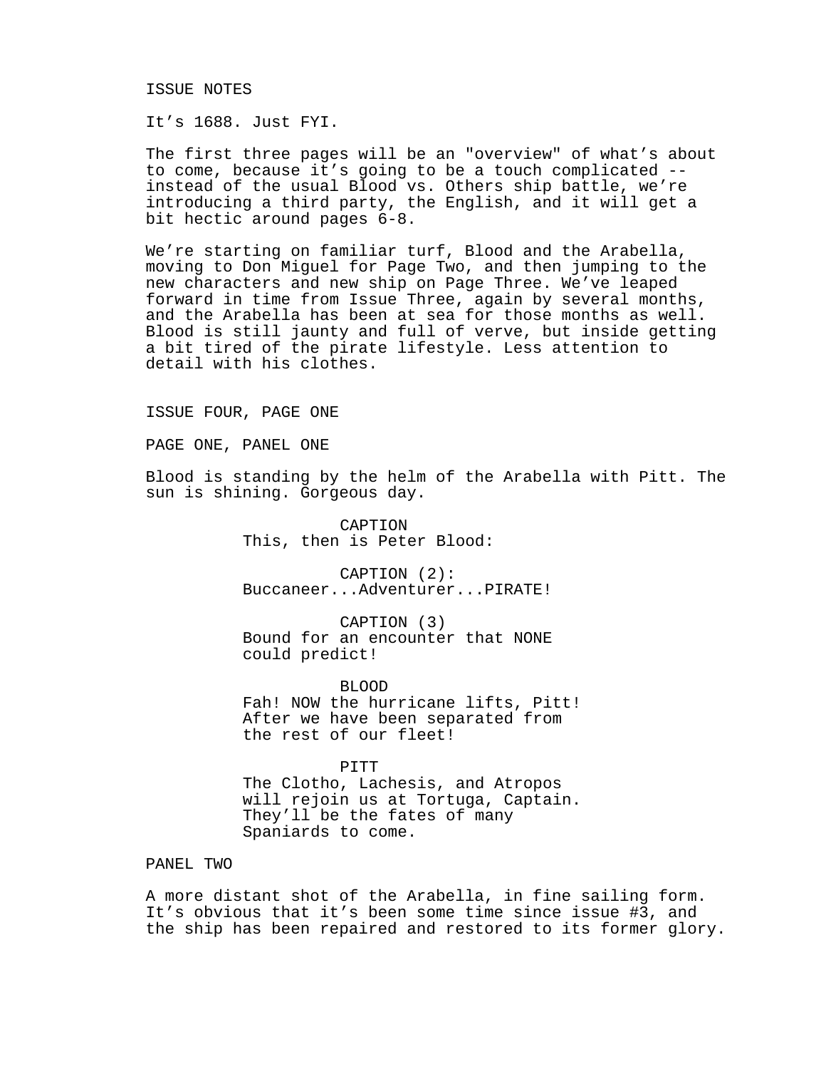ISSUE NOTES

It’s 1688. Just FYI.

The first three pages will be an "overview" of what’s about to come, because it’s going to be a touch complicated -- instead of the usual Blood vs. Others ship battle, we’re introducing a third party, the English, and it will get a bit hectic around pages 6-8.

We’re starting on familiar turf, Blood and the Arabella, moving to Don Miguel for Page Two, and then jumping to the new characters and new ship on Page Three. We’ve leaped forward in time from Issue Three, again by several months, and the Arabella has been at sea for those months as well. Blood is still jaunty and full of verve, but inside getting a bit tired of the pirate lifestyle. Less attention to detail with his clothes.

ISSUE FOUR, PAGE ONE

PAGE ONE, PANEL ONE

Blood is standing by the helm of the Arabella with Pitt. The sun is shining. Gorgeous day.

CAPTION
This, then is Peter Blood:

CAPTION (2):
Buccaneer...Adventurer...PIRATE!

CAPTION (3)
Bound for an encounter that NONE could predict!

BLOOD
Fah! NOW the hurricane lifts, Pitt! After we have been separated from the rest of our fleet!

PITT
The Clotho, Lachesis, and Atropos will rejoin us at Tortuga, Captain. They’ll be the fates of many Spaniards to come.

PANEL TWO

A more distant shot of the Arabella, in fine sailing form. It’s obvious that it’s been some time since issue #3, and the ship has been repaired and restored to its former glory.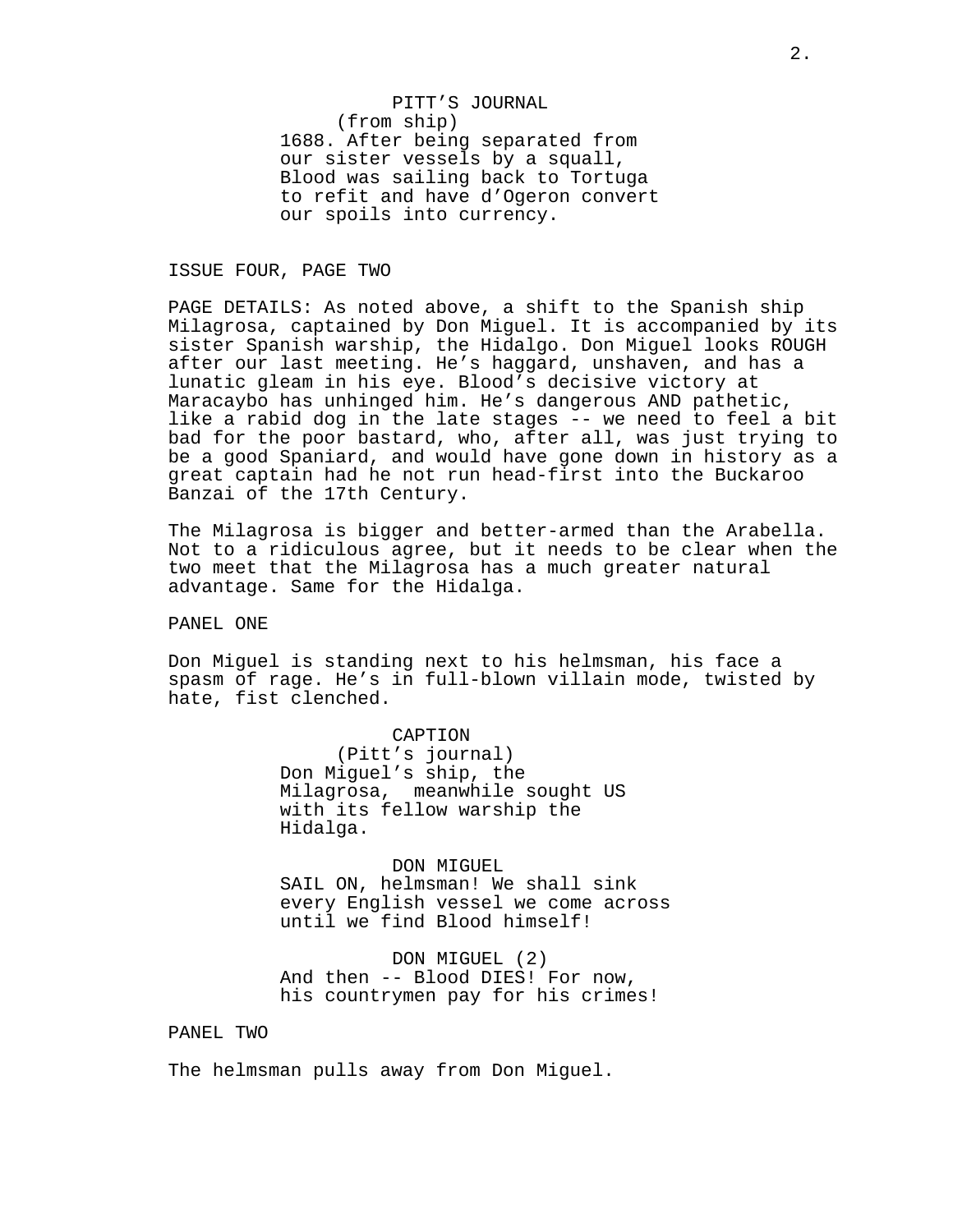PITT'S JOURNAL
(from ship)
1688. After being separated from our sister vessels by a squall, Blood was sailing back to Tortuga to refit and have d'Ogeron convert our spoils into currency.

ISSUE FOUR, PAGE TWO

PAGE DETAILS: As noted above, a shift to the Spanish ship Milagrosa, captained by Don Miguel. It is accompanied by its sister Spanish warship, the Hidalgo. Don Miguel looks ROUGH after our last meeting. He's haggard, unshaven, and has a lunatic gleam in his eye. Blood's decisive victory at Maracaybo has unhinged him. He's dangerous AND pathetic, like a rabid dog in the late stages -- we need to feel a bit bad for the poor bastard, who, after all, was just trying to be a good Spaniard, and would have gone down in history as a great captain had he not run head-first into the Buckaroo Banzai of the 17th Century.

The Milagrosa is bigger and better-armed than the Arabella. Not to a ridiculous agree, but it needs to be clear when the two meet that the Milagrosa has a much greater natural advantage. Same for the Hidalga.

PANEL ONE

Don Miguel is standing next to his helmsman, his face a spasm of rage. He's in full-blown villain mode, twisted by hate, fist clenched.

CAPTION
(Pitt's journal)
Don Miguel's ship, the Milagrosa, meanwhile sought US with its fellow warship the Hidalga.

DON MIGUEL
SAIL ON, helmsman! We shall sink every English vessel we come across until we find Blood himself!

DON MIGUEL (2)
And then -- Blood DIES! For now, his countrymen pay for his crimes!

PANEL TWO

The helmsman pulls away from Don Miguel.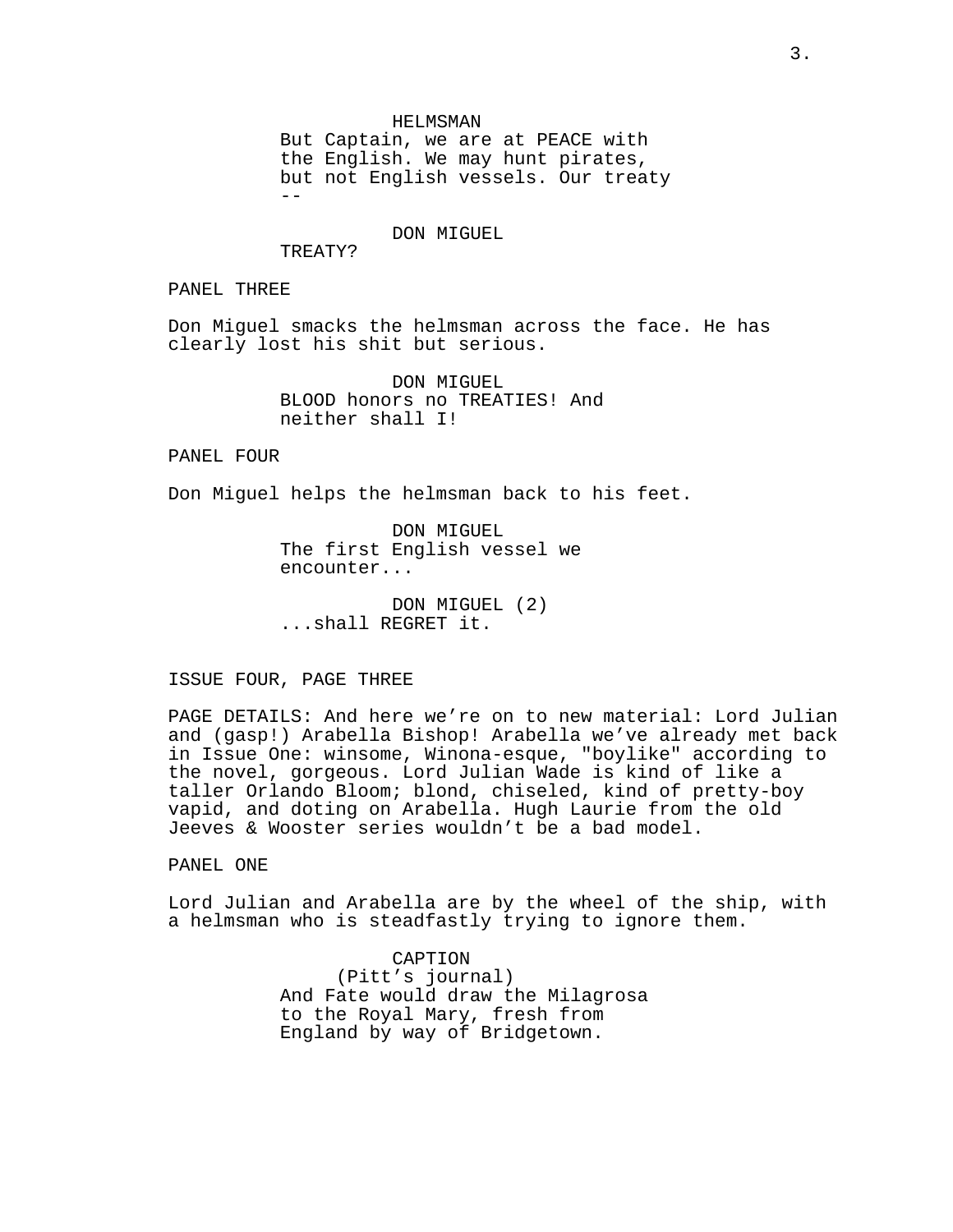HELMSMAN
But Captain, we are at PEACE with the English. We may hunt pirates, but not English vessels. Our treaty --

DON MIGUEL
TREATY?

PANEL THREE

Don Miguel smacks the helmsman across the face. He has clearly lost his shit but serious.

DON MIGUEL
BLOOD honors no TREATIES! And neither shall I!

PANEL FOUR

Don Miguel helps the helmsman back to his feet.

DON MIGUEL
The first English vessel we encounter...

DON MIGUEL (2)
...shall REGRET it.

ISSUE FOUR, PAGE THREE

PAGE DETAILS: And here we're on to new material: Lord Julian and (gasp!) Arabella Bishop! Arabella we've already met back in Issue One: winsome, Winona-esque, "boylike" according to the novel, gorgeous. Lord Julian Wade is kind of like a taller Orlando Bloom; blond, chiseled, kind of pretty-boy vapid, and doting on Arabella. Hugh Laurie from the old Jeeves & Wooster series wouldn't be a bad model.

PANEL ONE

Lord Julian and Arabella are by the wheel of the ship, with a helmsman who is steadfastly trying to ignore them.

CAPTION
(Pitt's journal)
And Fate would draw the Milagrosa to the Royal Mary, fresh from England by way of Bridgetown.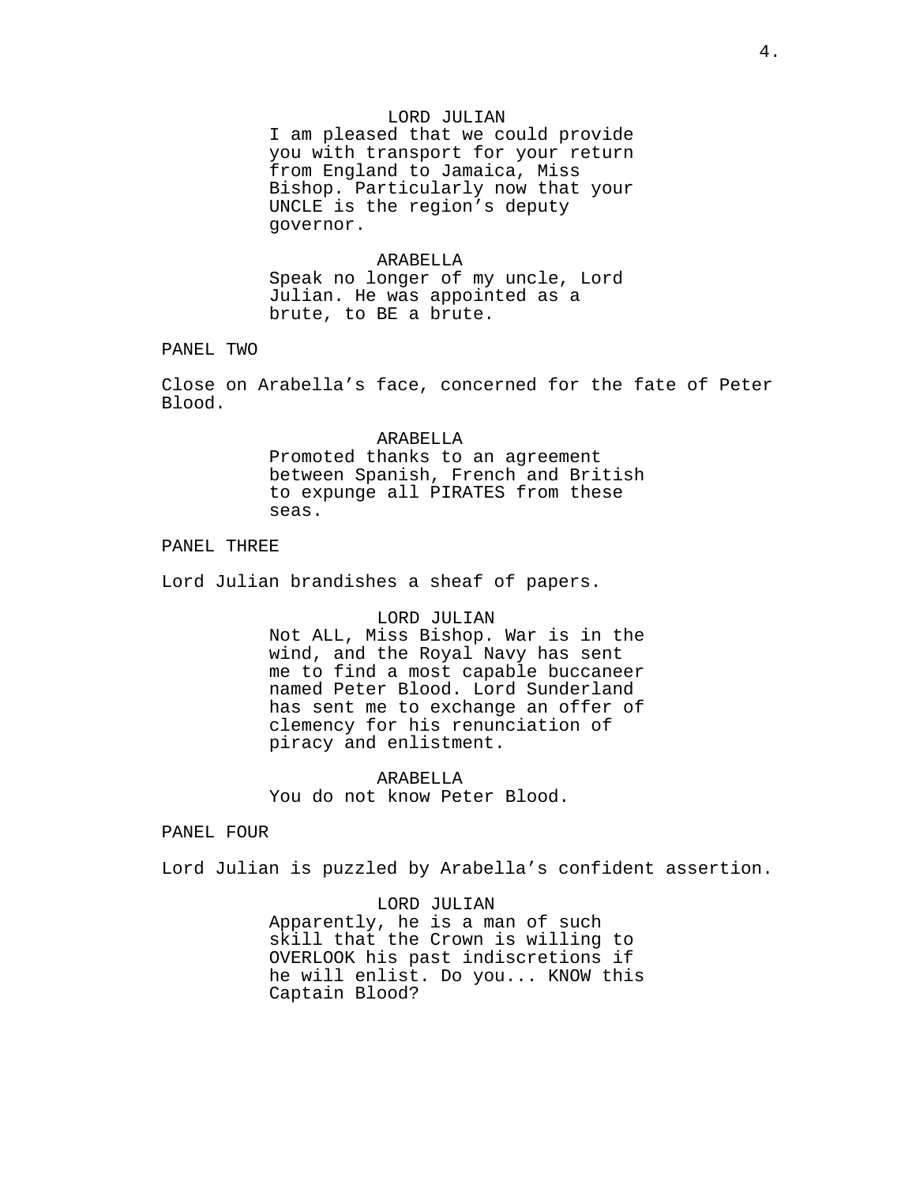LORD JULIAN

I am pleased that we could provide you with transport for your return from England to Jamaica, Miss Bishop. Particularly now that your UNCLE is the region's deputy governor.

ARABELLA

Speak no longer of my uncle, Lord Julian. He was appointed as a brute, to BE a brute.

PANEL TWO

Close on Arabella's face, concerned for the fate of Peter Blood.

ARABELLA

Promoted thanks to an agreement between Spanish, French and British to expunge all PIRATES from these seas.

PANEL THREE

Lord Julian brandishes a sheaf of papers.

LORD JULIAN

Not ALL, Miss Bishop. War is in the wind, and the Royal Navy has sent me to find a most capable buccaneer named Peter Blood. Lord Sunderland has sent me to exchange an offer of clemency for his renunciation of piracy and enlistment.

ARABELLA

You do not know Peter Blood.

PANEL FOUR

Lord Julian is puzzled by Arabella's confident assertion.

LORD JULIAN

Apparently, he is a man of such skill that the Crown is willing to OVERLOOK his past indiscretions if he will enlist. Do you... KNOW this Captain Blood?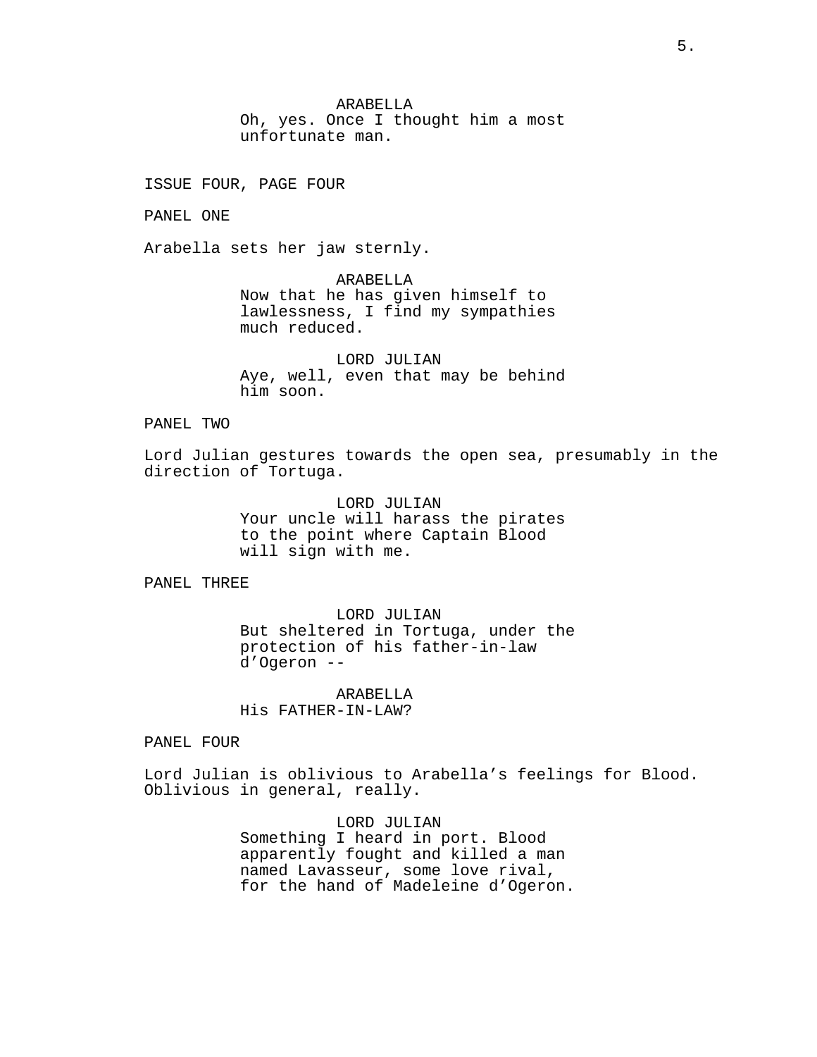ARABELLA
Oh, yes. Once I thought him a most unfortunate man.

ISSUE FOUR, PAGE FOUR

PANEL ONE

Arabella sets her jaw sternly.

ARABELLA
Now that he has given himself to lawlessness, I find my sympathies much reduced.

LORD JULIAN
Aye, well, even that may be behind him soon.

PANEL TWO

Lord Julian gestures towards the open sea, presumably in the direction of Tortuga.

LORD JULIAN
Your uncle will harass the pirates to the point where Captain Blood will sign with me.

PANEL THREE

LORD JULIAN
But sheltered in Tortuga, under the protection of his father-in-law d'Ogeron --

ARABELLA
His FATHER-IN-LAW?

PANEL FOUR

Lord Julian is oblivious to Arabella's feelings for Blood. Oblivious in general, really.

LORD JULIAN
Something I heard in port. Blood apparently fought and killed a man named Lavasseur, some love rival, for the hand of Madeleine d'Ogeron.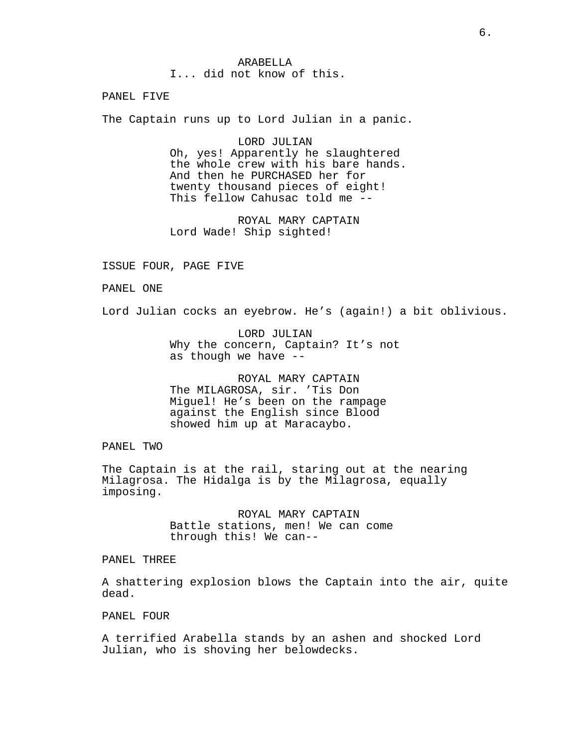ARABELLA
I... did not know of this.

PANEL FIVE

The Captain runs up to Lord Julian in a panic.

LORD JULIAN
Oh, yes! Apparently he slaughtered the whole crew with his bare hands. And then he PURCHASED her for twenty thousand pieces of eight! This fellow Cahusac told me --

ROYAL MARY CAPTAIN
Lord Wade! Ship sighted!

ISSUE FOUR, PAGE FIVE

PANEL ONE

Lord Julian cocks an eyebrow. He's (again!) a bit oblivious.

LORD JULIAN
Why the concern, Captain? It's not as though we have --

ROYAL MARY CAPTAIN
The MILAGROSA, sir. 'Tis Don Miguel! He's been on the rampage against the English since Blood showed him up at Maracaybo.

PANEL TWO

The Captain is at the rail, staring out at the nearing Milagrosa. The Hidalga is by the Milagrosa, equally imposing.

ROYAL MARY CAPTAIN
Battle stations, men! We can come through this! We can--

PANEL THREE

A shattering explosion blows the Captain into the air, quite dead.

PANEL FOUR

A terrified Arabella stands by an ashen and shocked Lord Julian, who is shoving her belowdecks.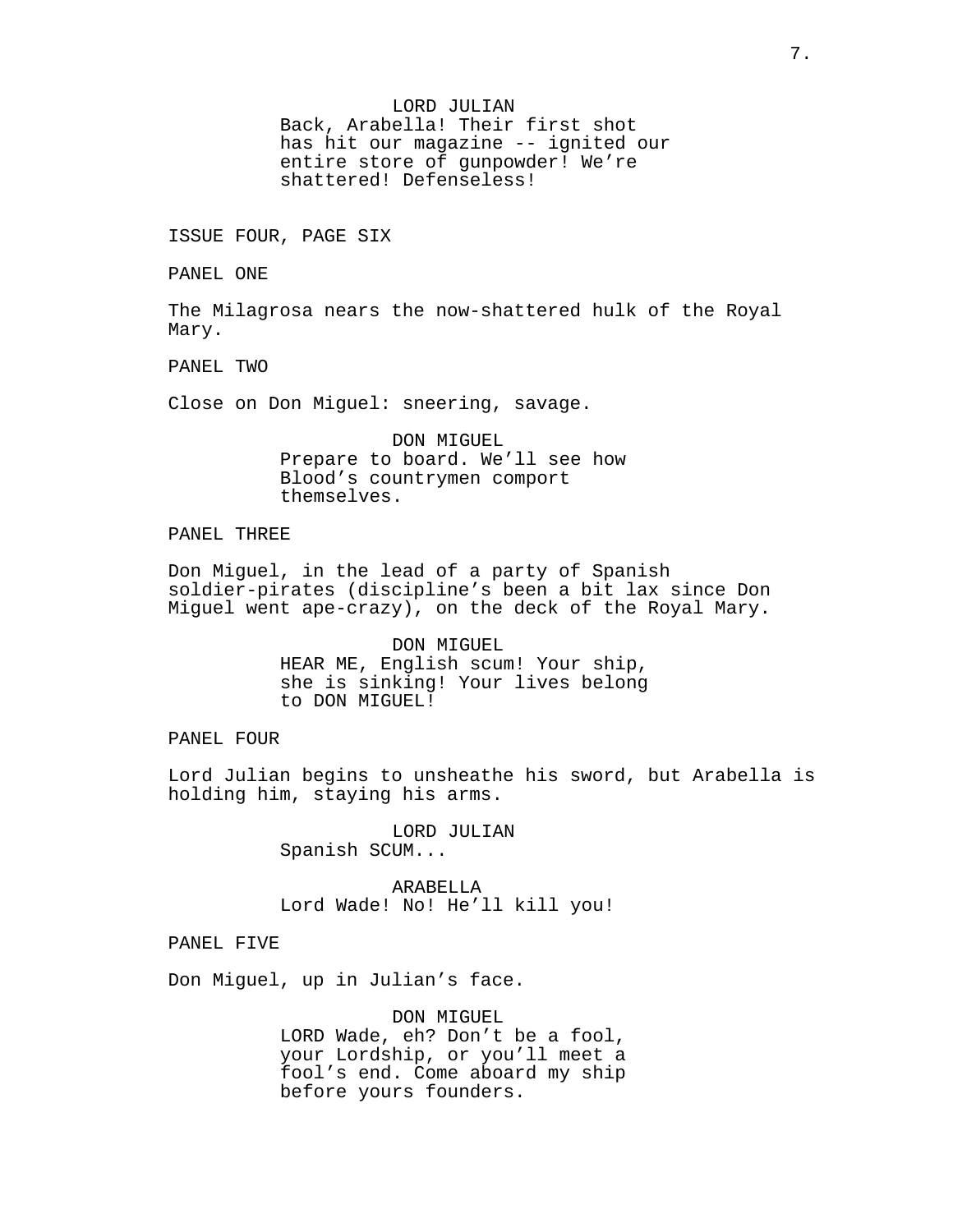LORD JULIAN
Back, Arabella! Their first shot has hit our magazine -- ignited our entire store of gunpowder! We're shattered! Defenseless!

ISSUE FOUR, PAGE SIX

PANEL ONE

The Milagrosa nears the now-shattered hulk of the Royal Mary.

PANEL TWO

Close on Don Miguel: sneering, savage.

DON MIGUEL
Prepare to board. We'll see how Blood's countrymen comport themselves.

PANEL THREE

Don Miguel, in the lead of a party of Spanish soldier-pirates (discipline's been a bit lax since Don Miguel went ape-crazy), on the deck of the Royal Mary.

DON MIGUEL
HEAR ME, English scum! Your ship, she is sinking! Your lives belong to DON MIGUEL!

PANEL FOUR

Lord Julian begins to unsheathe his sword, but Arabella is holding him, staying his arms.

LORD JULIAN
Spanish SCUM...

ARABELLA
Lord Wade! No! He'll kill you!

PANEL FIVE

Don Miguel, up in Julian's face.

DON MIGUEL
LORD Wade, eh? Don't be a fool, your Lordship, or you'll meet a fool's end. Come aboard my ship before yours founders.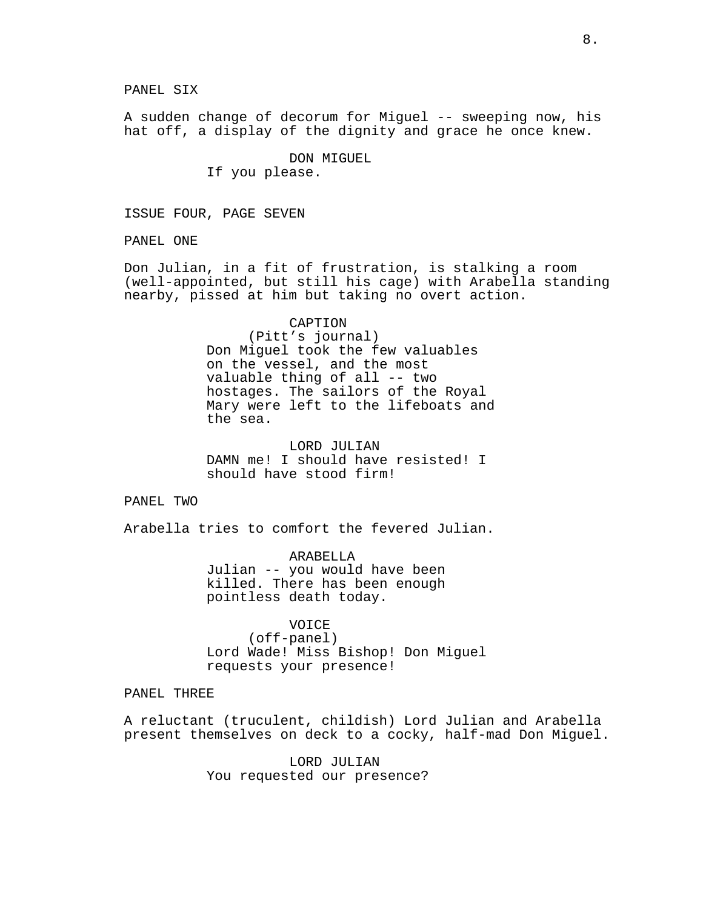PANEL SIX

A sudden change of decorum for Miguel -- sweeping now, his hat off, a display of the dignity and grace he once knew.

DON MIGUEL
If you please.

ISSUE FOUR, PAGE SEVEN

PANEL ONE

Don Julian, in a fit of frustration, is stalking a room (well-appointed, but still his cage) with Arabella standing nearby, pissed at him but taking no overt action.

CAPTION
(Pitt's journal)
Don Miguel took the few valuables on the vessel, and the most valuable thing of all -- two hostages. The sailors of the Royal Mary were left to the lifeboats and the sea.

LORD JULIAN
DAMN me! I should have resisted! I should have stood firm!

PANEL TWO

Arabella tries to comfort the fevered Julian.

ARABELLA
Julian -- you would have been killed. There has been enough pointless death today.

VOICE
(off-panel)
Lord Wade! Miss Bishop! Don Miguel requests your presence!

PANEL THREE

A reluctant (truculent, childish) Lord Julian and Arabella present themselves on deck to a cocky, half-mad Don Miguel.

LORD JULIAN
You requested our presence?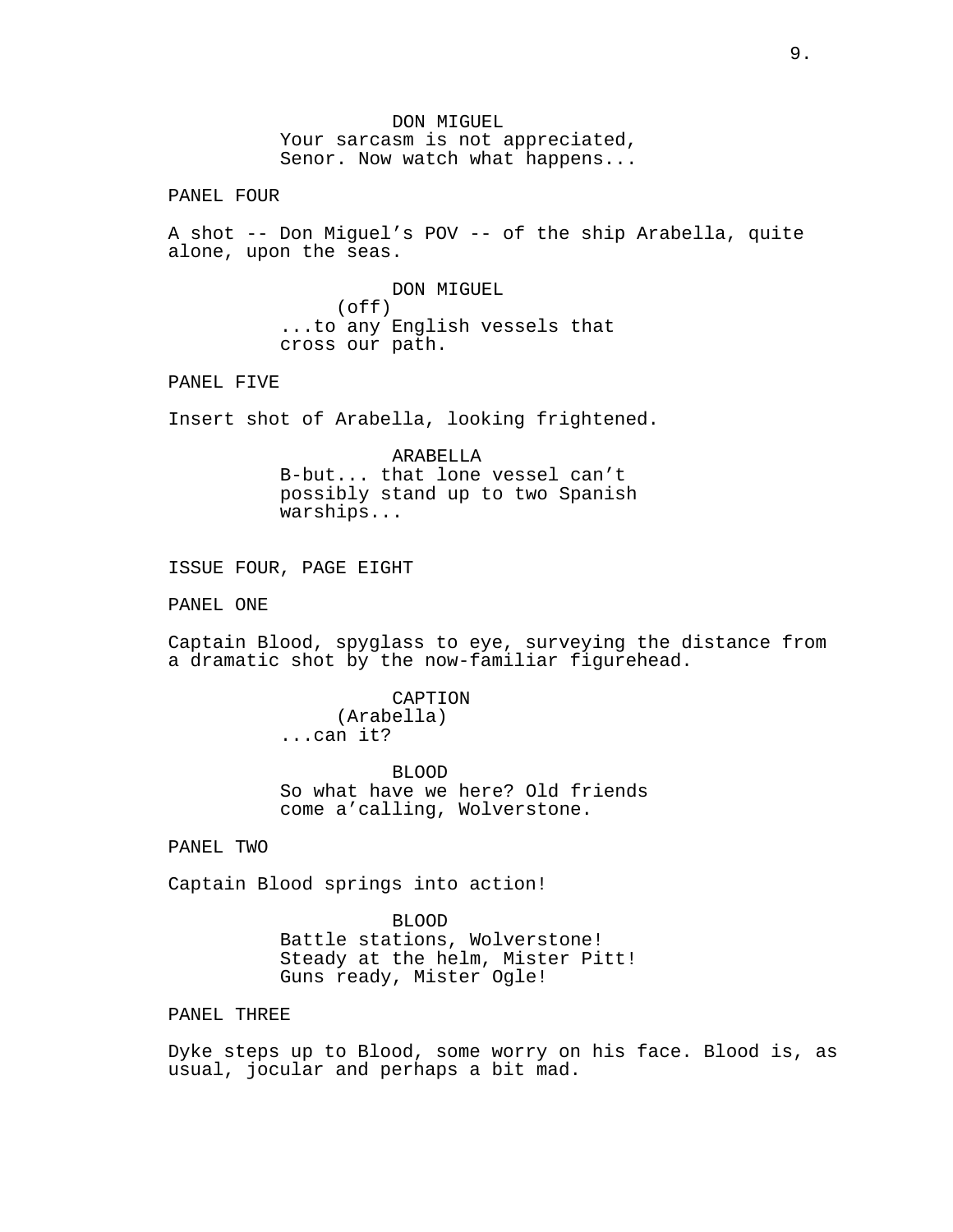DON MIGUEL
Your sarcasm is not appreciated, Senor. Now watch what happens...

PANEL FOUR

A shot -- Don Miguel's POV -- of the ship Arabella, quite alone, upon the seas.

DON MIGUEL
(off)
...to any English vessels that cross our path.

PANEL FIVE

Insert shot of Arabella, looking frightened.

ARABELLA
B-but... that lone vessel can't possibly stand up to two Spanish warships...

ISSUE FOUR, PAGE EIGHT

PANEL ONE

Captain Blood, spyglass to eye, surveying the distance from a dramatic shot by the now-familiar figurehead.

CAPTION
(Arabella)
...can it?

BLOOD
So what have we here? Old friends come a'calling, Wolverstone.

PANEL TWO

Captain Blood springs into action!

BLOOD
Battle stations, Wolverstone!
Steady at the helm, Mister Pitt!
Guns ready, Mister Ogle!

PANEL THREE

Dyke steps up to Blood, some worry on his face. Blood is, as usual, jocular and perhaps a bit mad.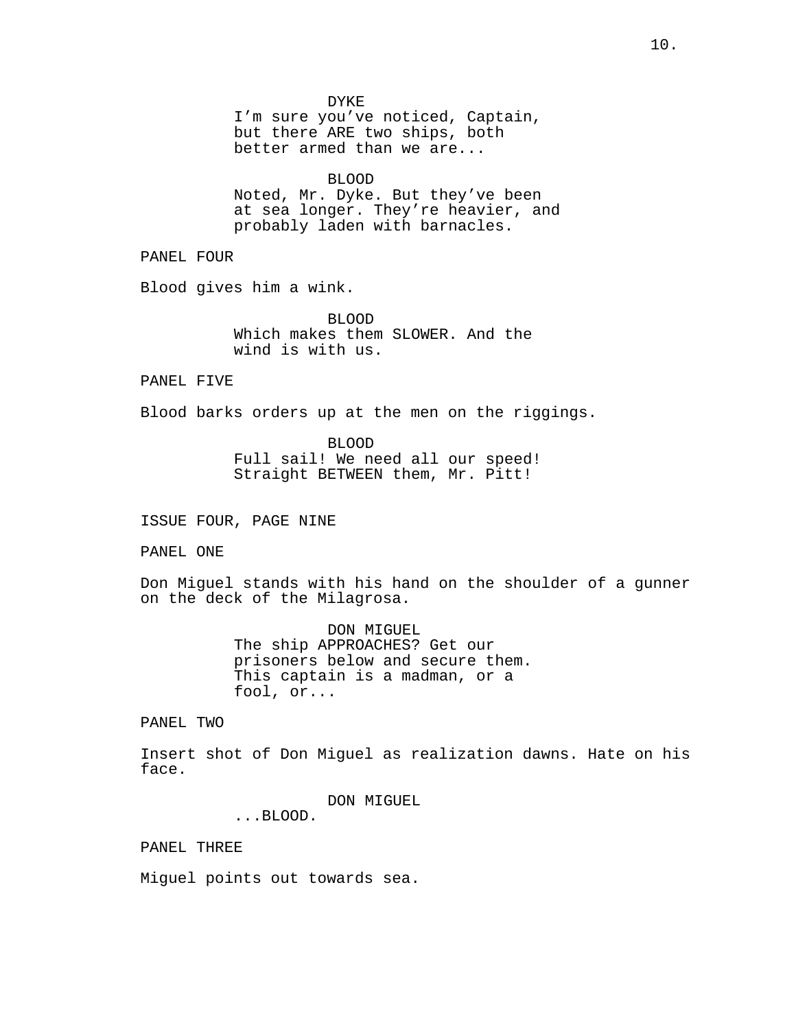DYKE
I'm sure you've noticed, Captain, but there ARE two ships, both better armed than we are...

BLOOD
Noted, Mr. Dyke. But they've been at sea longer. They're heavier, and probably laden with barnacles.

PANEL FOUR

Blood gives him a wink.

BLOOD
Which makes them SLOWER. And the wind is with us.

PANEL FIVE

Blood barks orders up at the men on the riggings.

BLOOD
Full sail! We need all our speed! Straight BETWEEN them, Mr. Pitt!

ISSUE FOUR, PAGE NINE

PANEL ONE

Don Miguel stands with his hand on the shoulder of a gunner on the deck of the Milagrosa.

DON MIGUEL
The ship APPROACHES? Get our prisoners below and secure them. This captain is a madman, or a fool, or...

PANEL TWO

Insert shot of Don Miguel as realization dawns. Hate on his face.

DON MIGUEL
...BLOOD.

PANEL THREE

Miguel points out towards sea.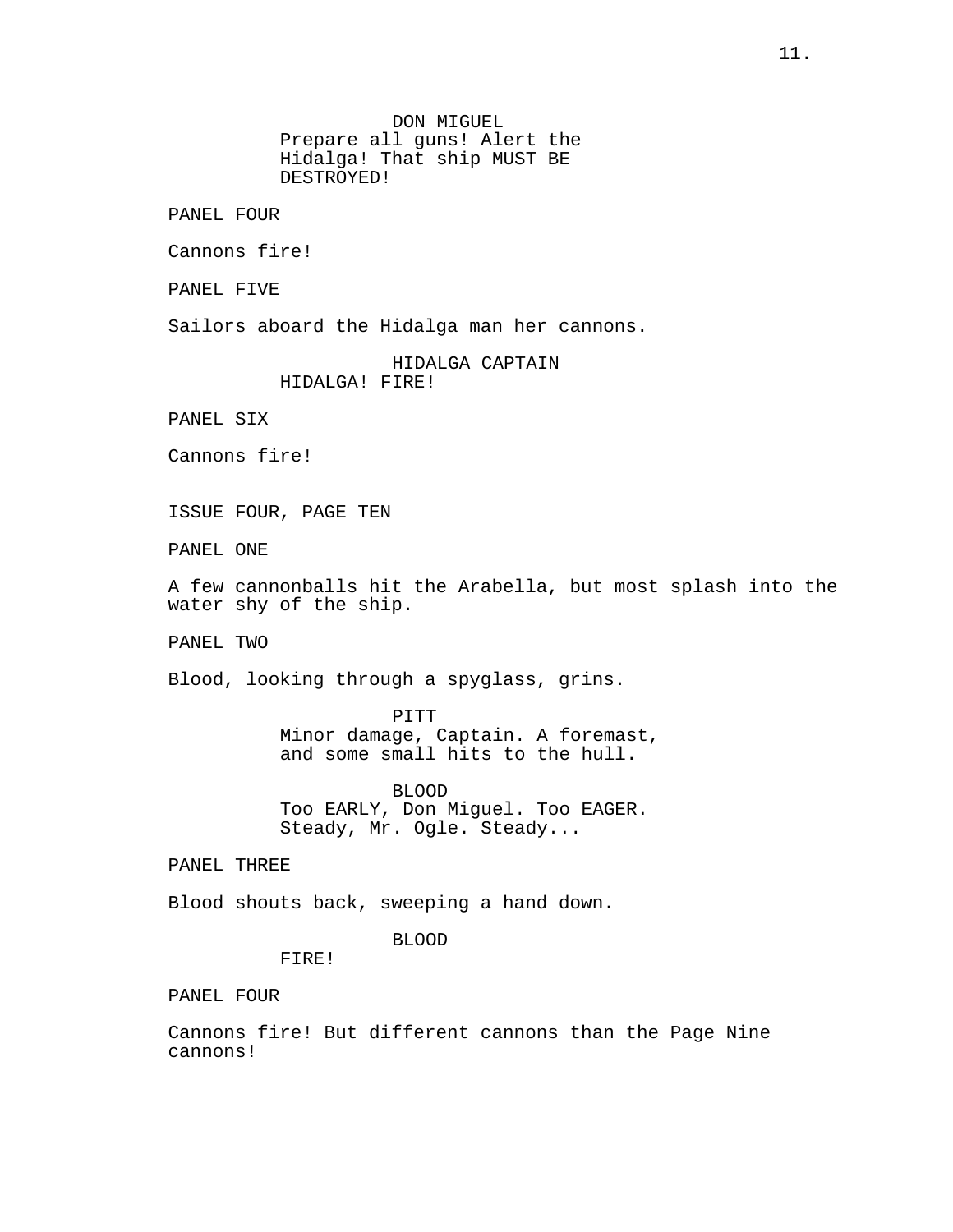DON MIGUEL
Prepare all guns! Alert the Hidalga! That ship MUST BE DESTROYED!

PANEL FOUR

Cannons fire!

PANEL FIVE

Sailors aboard the Hidalga man her cannons.

HIDALGA CAPTAIN
HIDALGA! FIRE!

PANEL SIX

Cannons fire!

## ISSUE FOUR, PAGE TEN

PANEL ONE

A few cannonballs hit the Arabella, but most splash into the water shy of the ship.

PANEL TWO

Blood, looking through a spyglass, grins.

PITT
Minor damage, Captain. A foremast, and some small hits to the hull.

BLOOD
Too EARLY, Don Miguel. Too EAGER. Steady, Mr. Ogle. Steady...

PANEL THREE

Blood shouts back, sweeping a hand down.

BLOOD
FIRE!

PANEL FOUR

Cannons fire! But different cannons than the Page Nine cannons!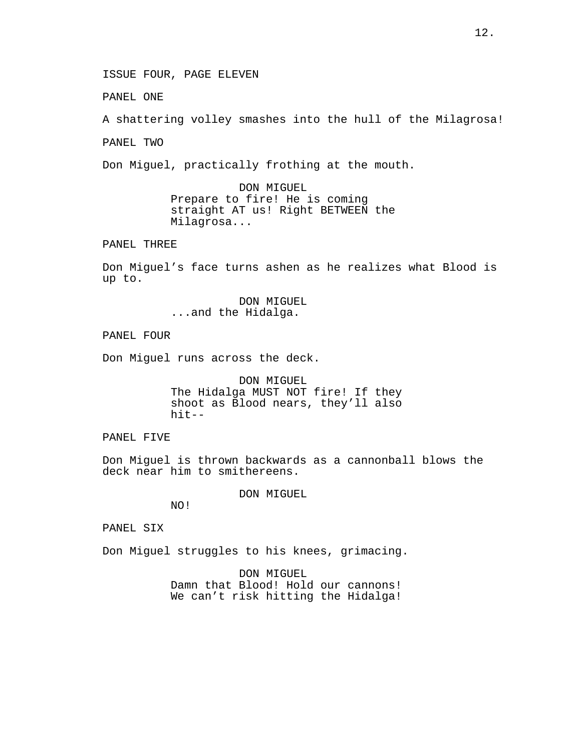ISSUE FOUR, PAGE ELEVEN

PANEL ONE

A shattering volley smashes into the hull of the Milagrosa!

PANEL TWO

Don Miguel, practically frothing at the mouth.

DON MIGUEL
Prepare to fire! He is coming straight AT us! Right BETWEEN the Milagrosa...

PANEL THREE

Don Miguel's face turns ashen as he realizes what Blood is up to.

DON MIGUEL
...and the Hidalga.

PANEL FOUR

Don Miguel runs across the deck.

DON MIGUEL
The Hidalga MUST NOT fire! If they shoot as Blood nears, they'll also hit--

PANEL FIVE

Don Miguel is thrown backwards as a cannonball blows the deck near him to smithereens.

DON MIGUEL
NO!

PANEL SIX

Don Miguel struggles to his knees, grimacing.

DON MIGUEL
Damn that Blood! Hold our cannons! We can't risk hitting the Hidalga!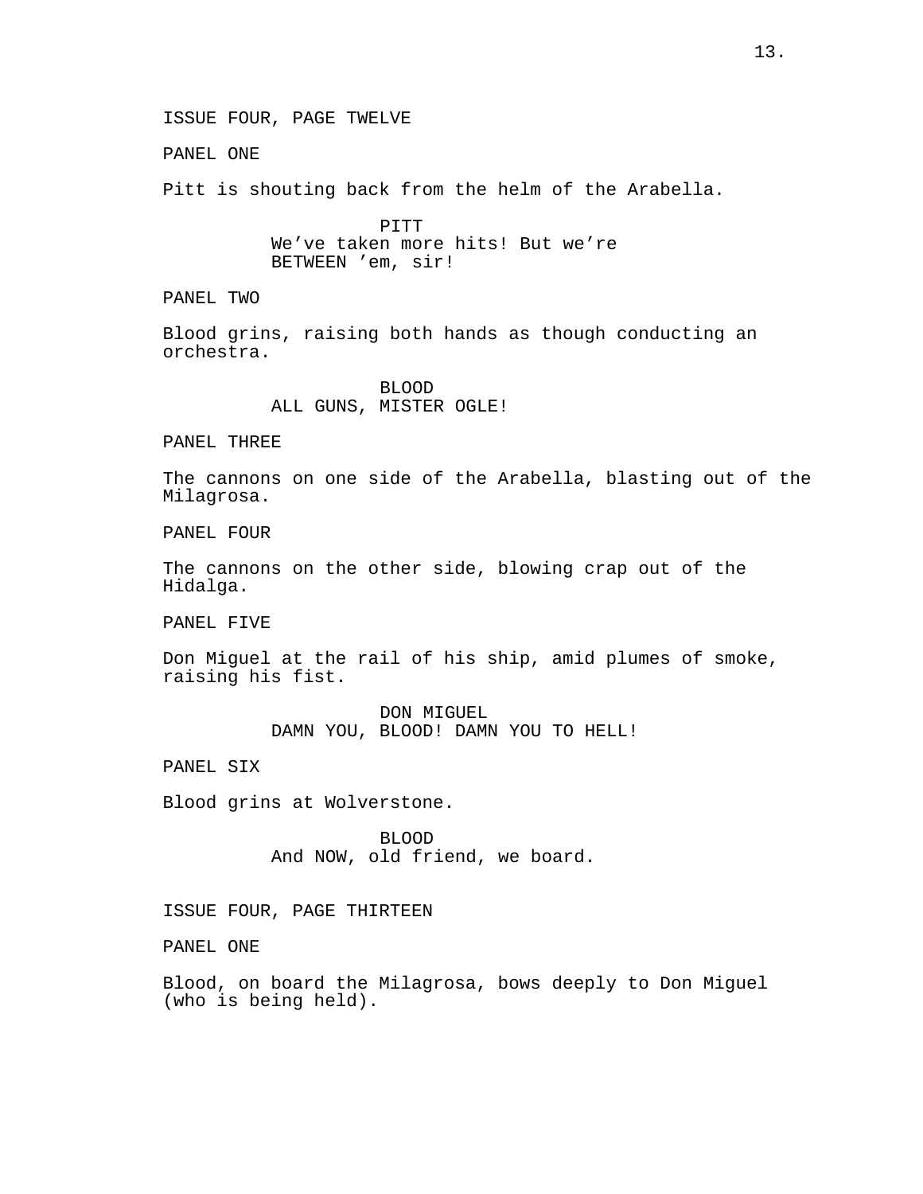ISSUE FOUR, PAGE TWELVE

PANEL ONE

Pitt is shouting back from the helm of the Arabella.

PITT
We've taken more hits! But we're BETWEEN 'em, sir!

PANEL TWO

Blood grins, raising both hands as though conducting an orchestra.

BLOOD
ALL GUNS, MISTER OGLE!

PANEL THREE

The cannons on one side of the Arabella, blasting out of the Milagrosa.

PANEL FOUR

The cannons on the other side, blowing crap out of the Hidalga.

PANEL FIVE

Don Miguel at the rail of his ship, amid plumes of smoke, raising his fist.

DON MIGUEL
DAMN YOU, BLOOD! DAMN YOU TO HELL!

PANEL SIX

Blood grins at Wolverstone.

BLOOD
And NOW, old friend, we board.

ISSUE FOUR, PAGE THIRTEEN

PANEL ONE

Blood, on board the Milagrosa, bows deeply to Don Miguel (who is being held).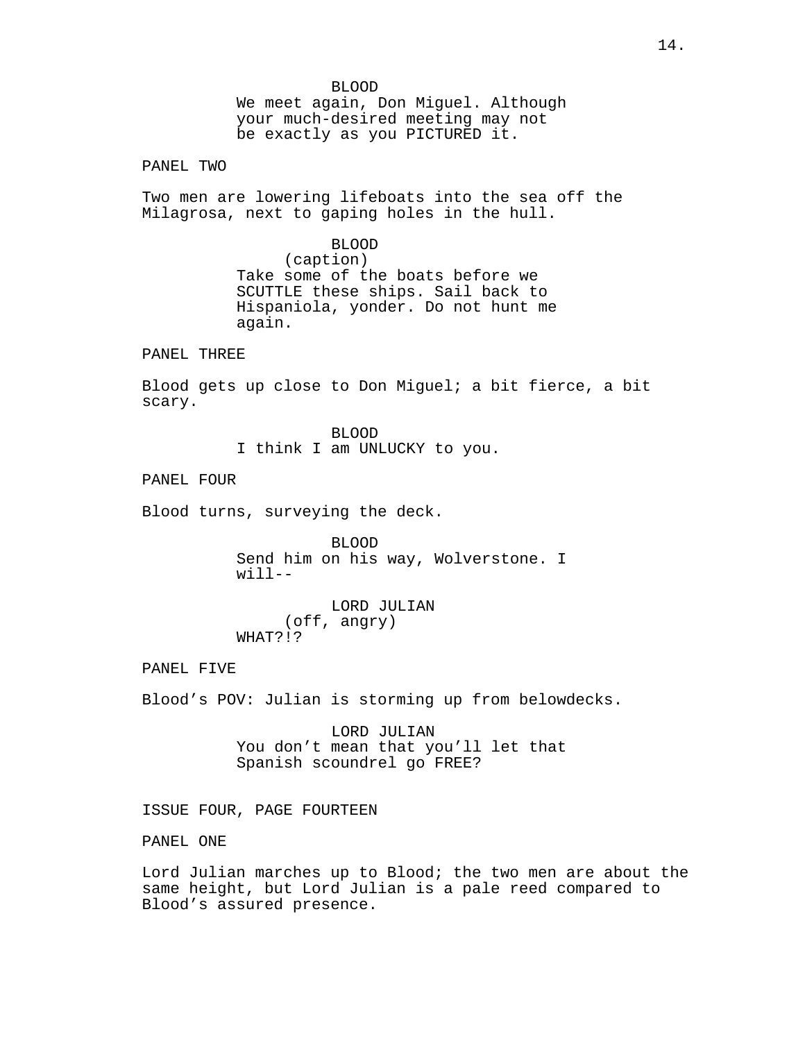BLOOD
We meet again, Don Miguel. Although your much-desired meeting may not be exactly as you PICTURED it.

PANEL TWO

Two men are lowering lifeboats into the sea off the Milagrosa, next to gaping holes in the hull.

BLOOD
(caption)
Take some of the boats before we SCUTTLE these ships. Sail back to Hispaniola, yonder. Do not hunt me again.

PANEL THREE

Blood gets up close to Don Miguel; a bit fierce, a bit scary.

BLOOD
I think I am UNLUCKY to you.

PANEL FOUR

Blood turns, surveying the deck.

BLOOD
Send him on his way, Wolverstone. I will--

LORD JULIAN
(off, angry)
WHAT?!?

PANEL FIVE

Blood's POV: Julian is storming up from belowdecks.

LORD JULIAN
You don't mean that you'll let that Spanish scoundrel go FREE?

ISSUE FOUR, PAGE FOURTEEN

PANEL ONE

Lord Julian marches up to Blood; the two men are about the same height, but Lord Julian is a pale reed compared to Blood's assured presence.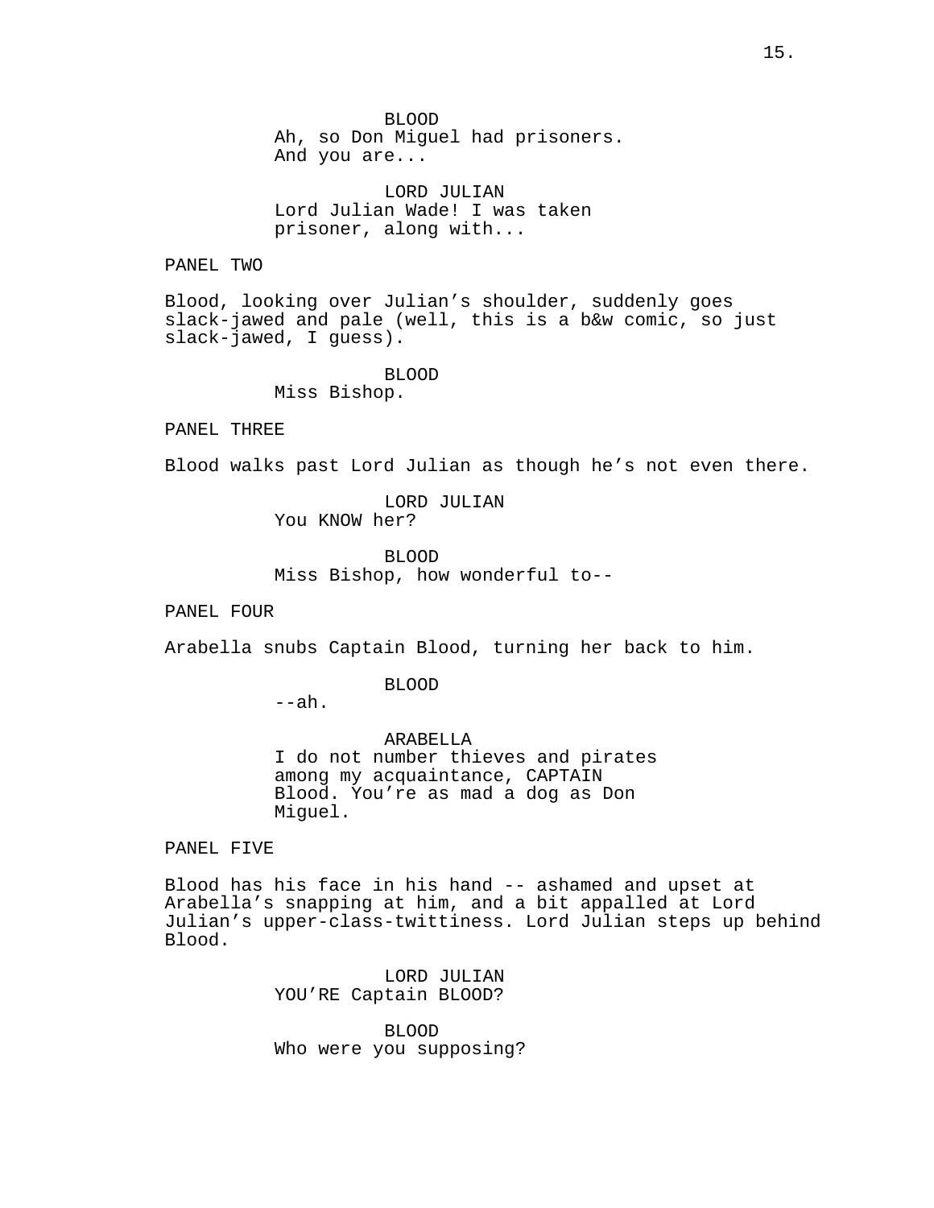BLOOD
Ah, so Don Miguel had prisoners. And you are...

LORD JULIAN
Lord Julian Wade! I was taken prisoner, along with...

PANEL TWO

Blood, looking over Julian's shoulder, suddenly goes slack-jawed and pale (well, this is a b&w comic, so just slack-jawed, I guess).

BLOOD
Miss Bishop.

PANEL THREE

Blood walks past Lord Julian as though he's not even there.

LORD JULIAN
You KNOW her?

BLOOD
Miss Bishop, how wonderful to--

PANEL FOUR

Arabella snubs Captain Blood, turning her back to him.

BLOOD
--ah.

ARABELLA
I do not number thieves and pirates among my acquaintance, CAPTAIN Blood. You're as mad a dog as Don Miguel.

PANEL FIVE

Blood has his face in his hand -- ashamed and upset at Arabella's snapping at him, and a bit appalled at Lord Julian's upper-class-twittiness. Lord Julian steps up behind Blood.

LORD JULIAN
YOU'RE Captain BLOOD?

BLOOD
Who were you supposing?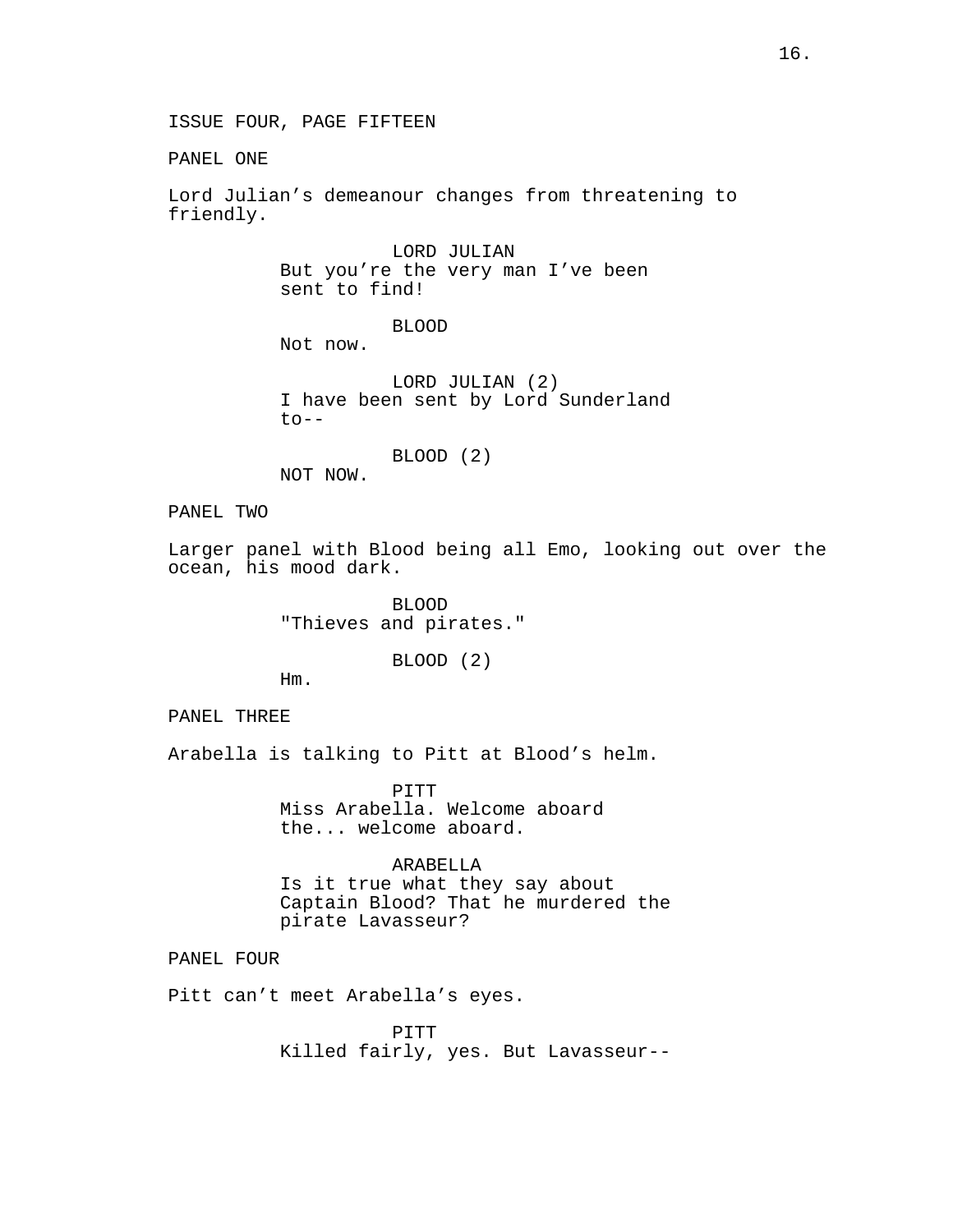ISSUE FOUR, PAGE FIFTEEN

PANEL ONE

Lord Julian's demeanour changes from threatening to friendly.

LORD JULIAN
But you're the very man I've been sent to find!

BLOOD
Not now.

LORD JULIAN (2)
I have been sent by Lord Sunderland to--

BLOOD (2)
NOT NOW.

PANEL TWO

Larger panel with Blood being all Emo, looking out over the ocean, his mood dark.

BLOOD
"Thieves and pirates."

BLOOD (2)
Hm.

PANEL THREE

Arabella is talking to Pitt at Blood's helm.

PITT
Miss Arabella. Welcome aboard the... welcome aboard.

ARABELLA
Is it true what they say about Captain Blood? That he murdered the pirate Lavasseur?

PANEL FOUR

Pitt can't meet Arabella's eyes.

PITT
Killed fairly, yes. But Lavasseur--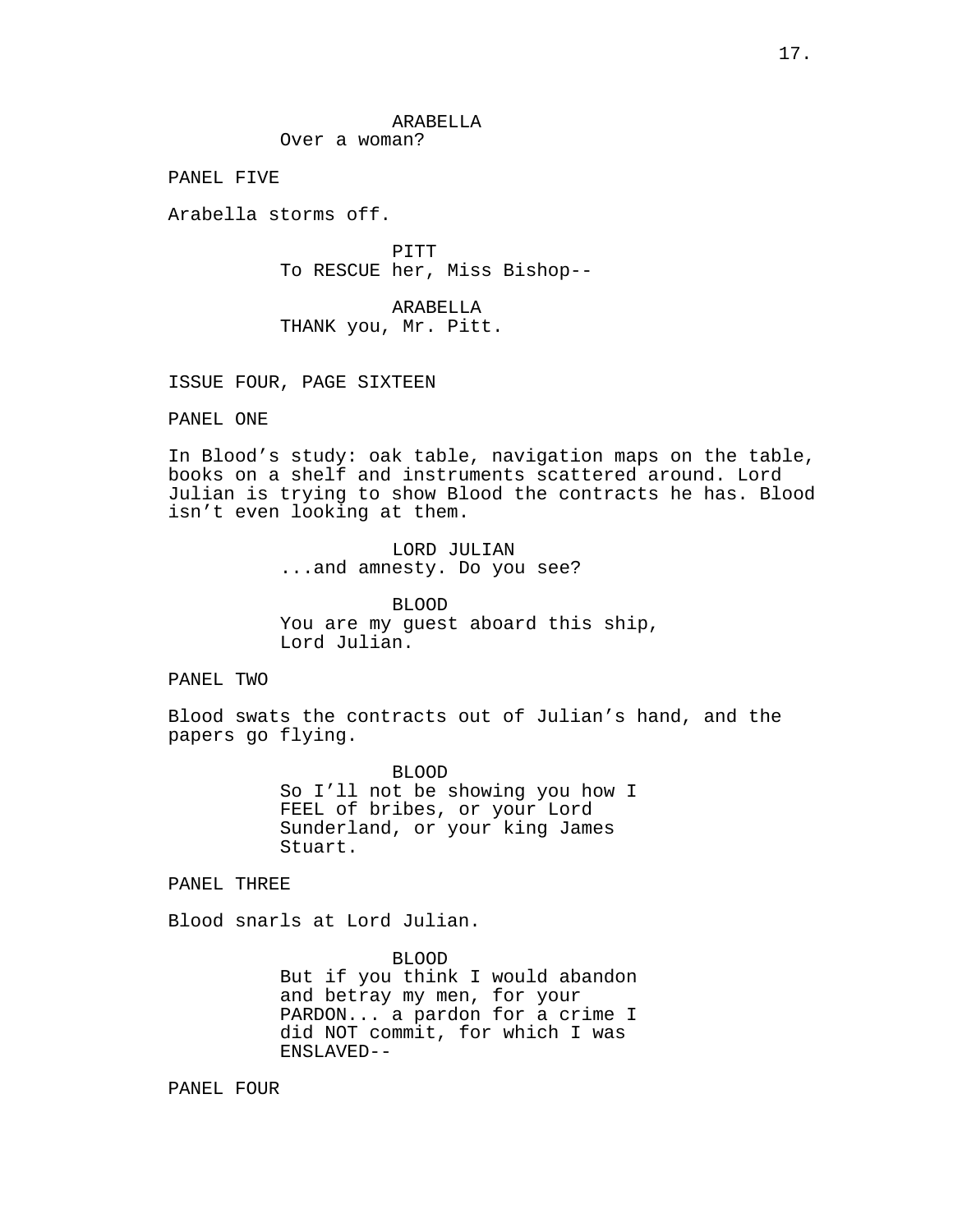ARABELLA
Over a woman?

PANEL FIVE

Arabella storms off.

PITT
To RESCUE her, Miss Bishop--

ARABELLA
THANK you, Mr. Pitt.

ISSUE FOUR, PAGE SIXTEEN

PANEL ONE

In Blood's study: oak table, navigation maps on the table, books on a shelf and instruments scattered around. Lord Julian is trying to show Blood the contracts he has. Blood isn't even looking at them.

LORD JULIAN
...and amnesty. Do you see?

BLOOD
You are my guest aboard this ship, Lord Julian.

PANEL TWO

Blood swats the contracts out of Julian's hand, and the papers go flying.

BLOOD
So I'll not be showing you how I FEEL of bribes, or your Lord Sunderland, or your king James Stuart.

PANEL THREE

Blood snarls at Lord Julian.

BLOOD
But if you think I would abandon and betray my men, for your PARDON... a pardon for a crime I did NOT commit, for which I was ENSLAVED--

PANEL FOUR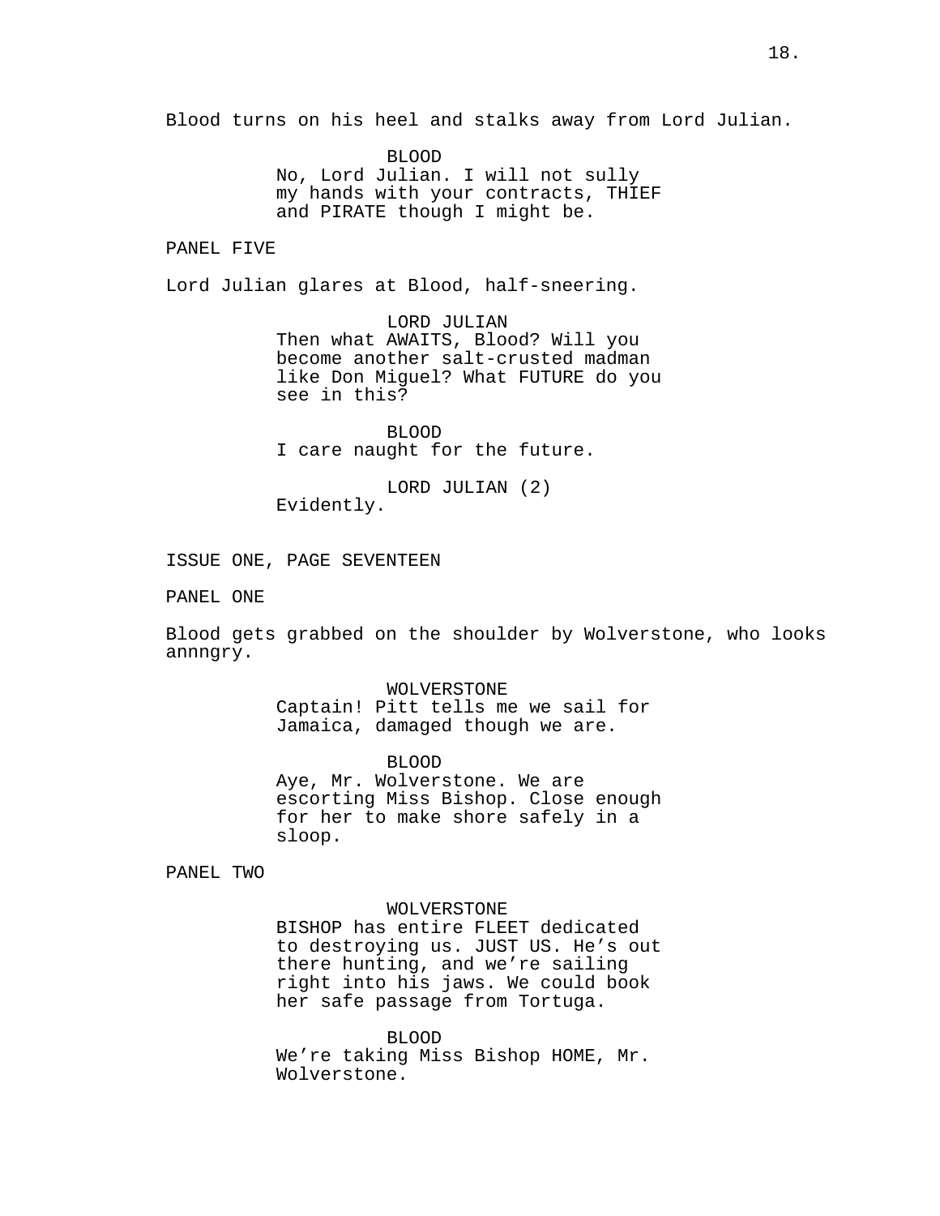Blood turns on his heel and stalks away from Lord Julian.

BLOOD
No, Lord Julian. I will not sully my hands with your contracts, THIEF and PIRATE though I might be.

PANEL FIVE

Lord Julian glares at Blood, half-sneering.

LORD JULIAN
Then what AWAITS, Blood? Will you become another salt-crusted madman like Don Miguel? What FUTURE do you see in this?

BLOOD
I care naught for the future.

LORD JULIAN (2)
Evidently.

ISSUE ONE, PAGE SEVENTEEN

PANEL ONE

Blood gets grabbed on the shoulder by Wolverstone, who looks annngry.

WOLVERSTONE
Captain! Pitt tells me we sail for Jamaica, damaged though we are.

BLOOD
Aye, Mr. Wolverstone. We are escorting Miss Bishop. Close enough for her to make shore safely in a sloop.

PANEL TWO

WOLVERSTONE
BISHOP has entire FLEET dedicated to destroying us. JUST US. He’s out there hunting, and we’re sailing right into his jaws. We could book her safe passage from Tortuga.

BLOOD
We’re taking Miss Bishop HOME, Mr. Wolverstone.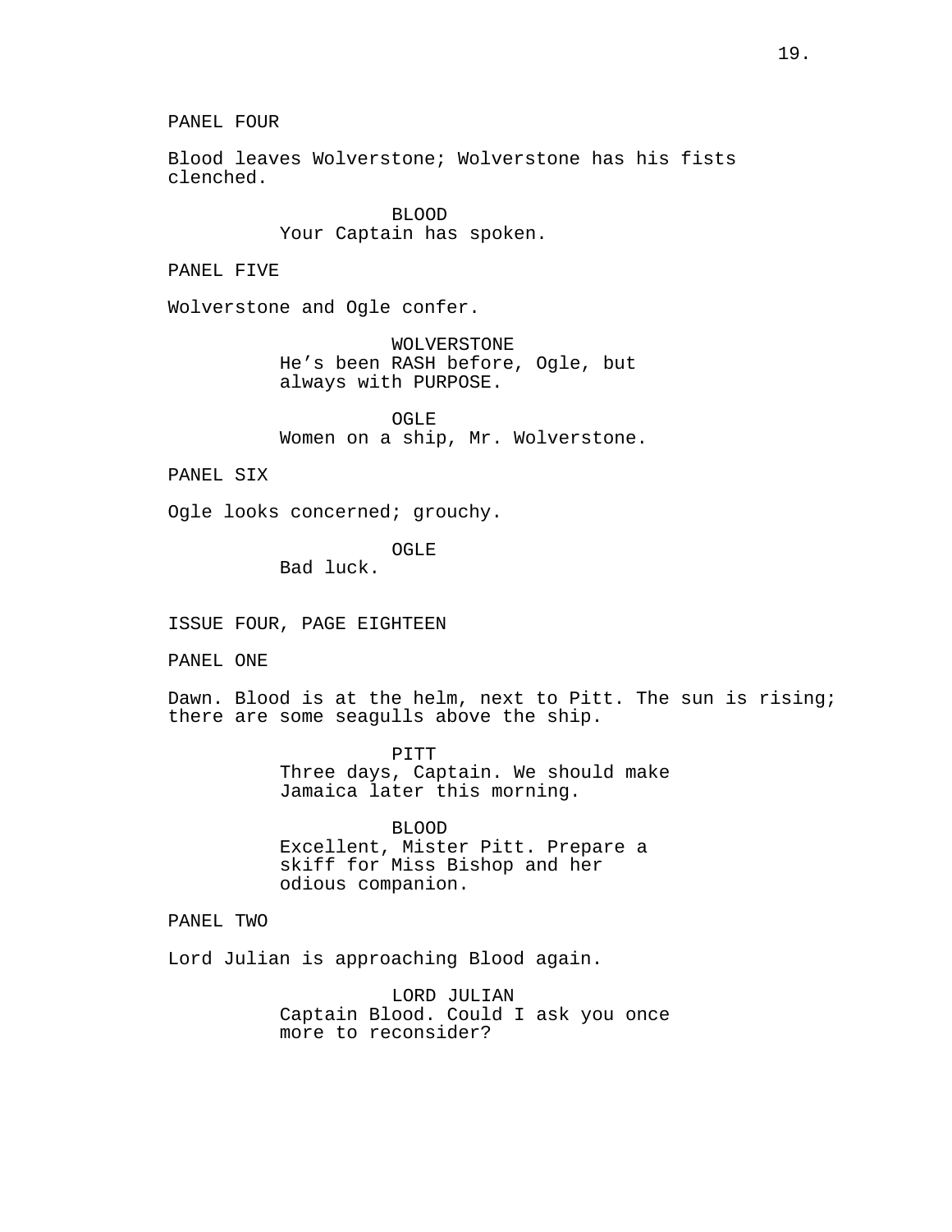PANEL FOUR

Blood leaves Wolverstone; Wolverstone has his fists clenched.

BLOOD
Your Captain has spoken.

PANEL FIVE

Wolverstone and Ogle confer.

WOLVERSTONE
He’s been RASH before, Ogle, but always with PURPOSE.

OGLE
Women on a ship, Mr. Wolverstone.

PANEL SIX

Ogle looks concerned; grouchy.

OGLE
Bad luck.

ISSUE FOUR, PAGE EIGHTEEN

PANEL ONE

Dawn. Blood is at the helm, next to Pitt. The sun is rising; there are some seagulls above the ship.

PITT
Three days, Captain. We should make Jamaica later this morning.

BLOOD
Excellent, Mister Pitt. Prepare a skiff for Miss Bishop and her odious companion.

PANEL TWO

Lord Julian is approaching Blood again.

LORD JULIAN
Captain Blood. Could I ask you once more to reconsider?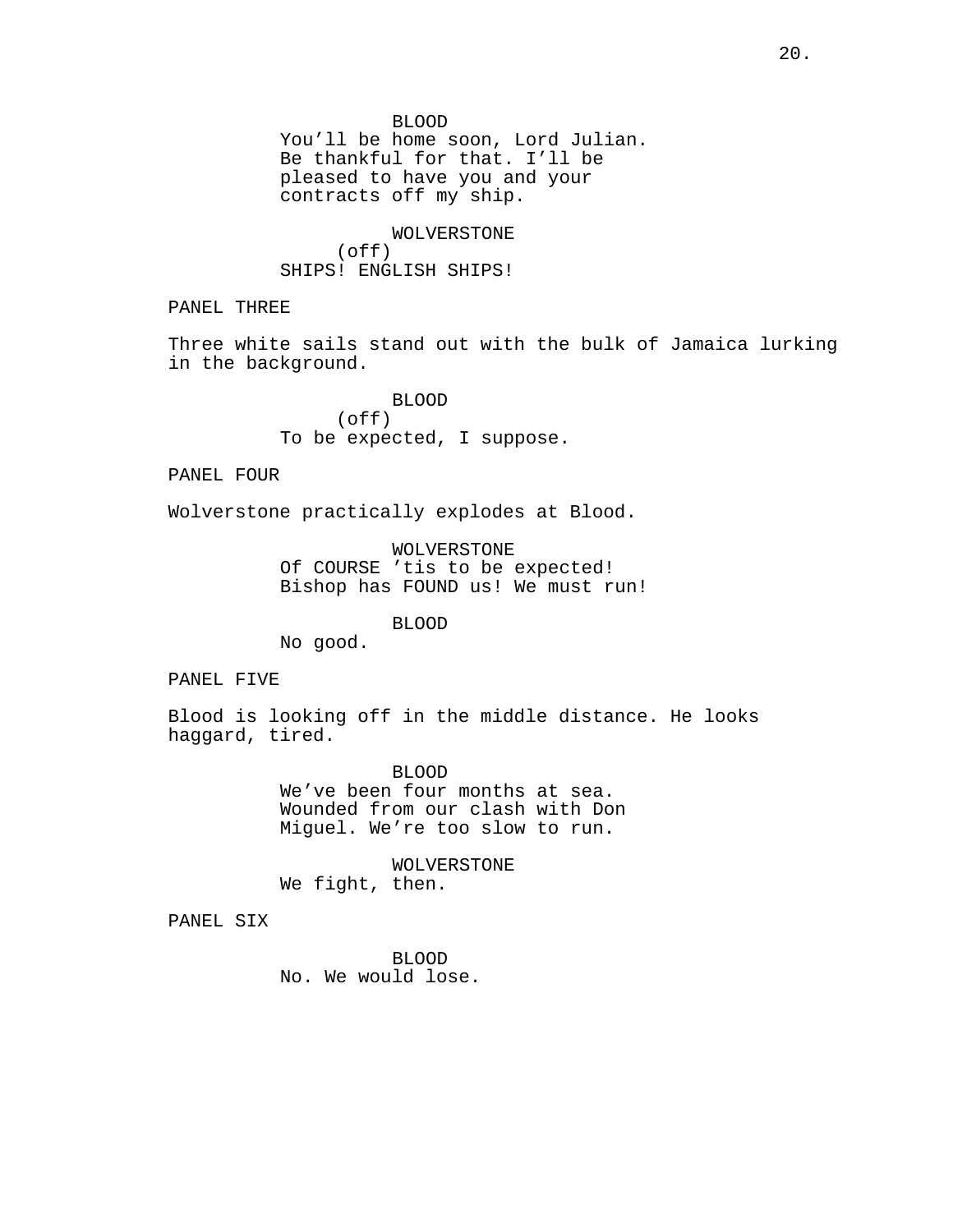BLOOD
You'll be home soon, Lord Julian. Be thankful for that. I'll be pleased to have you and your contracts off my ship.

WOLVERSTONE
(off)
SHIPS! ENGLISH SHIPS!

PANEL THREE

Three white sails stand out with the bulk of Jamaica lurking in the background.

BLOOD
(off)
To be expected, I suppose.

PANEL FOUR

Wolverstone practically explodes at Blood.

WOLVERSTONE
Of COURSE 'tis to be expected! Bishop has FOUND us! We must run!

BLOOD
No good.

PANEL FIVE

Blood is looking off in the middle distance. He looks haggard, tired.

BLOOD
We've been four months at sea. Wounded from our clash with Don Miguel. We're too slow to run.

WOLVERSTONE
We fight, then.

PANEL SIX

BLOOD
No. We would lose.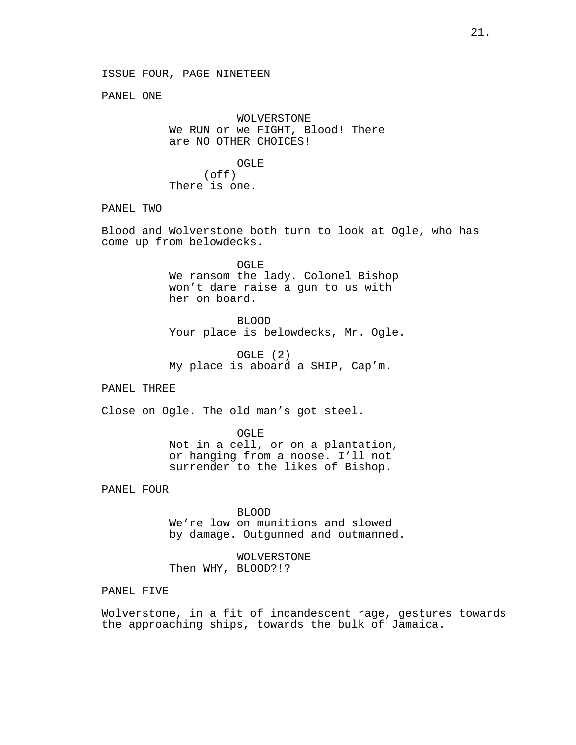ISSUE FOUR, PAGE NINETEEN

PANEL ONE

WOLVERSTONE
We RUN or we FIGHT, Blood! There are NO OTHER CHOICES!

OGLE
(off)
There is one.

PANEL TWO

Blood and Wolverstone both turn to look at Ogle, who has come up from belowdecks.

OGLE
We ransom the lady. Colonel Bishop won't dare raise a gun to us with her on board.

BLOOD
Your place is belowdecks, Mr. Ogle.

OGLE (2)
My place is aboard a SHIP, Cap'm.

PANEL THREE

Close on Ogle. The old man's got steel.

OGLE
Not in a cell, or on a plantation, or hanging from a noose. I'll not surrender to the likes of Bishop.

PANEL FOUR

BLOOD
We're low on munitions and slowed by damage. Outgunned and outmanned.

WOLVERSTONE
Then WHY, BLOOD?!?

PANEL FIVE

Wolverstone, in a fit of incandescent rage, gestures towards the approaching ships, towards the bulk of Jamaica.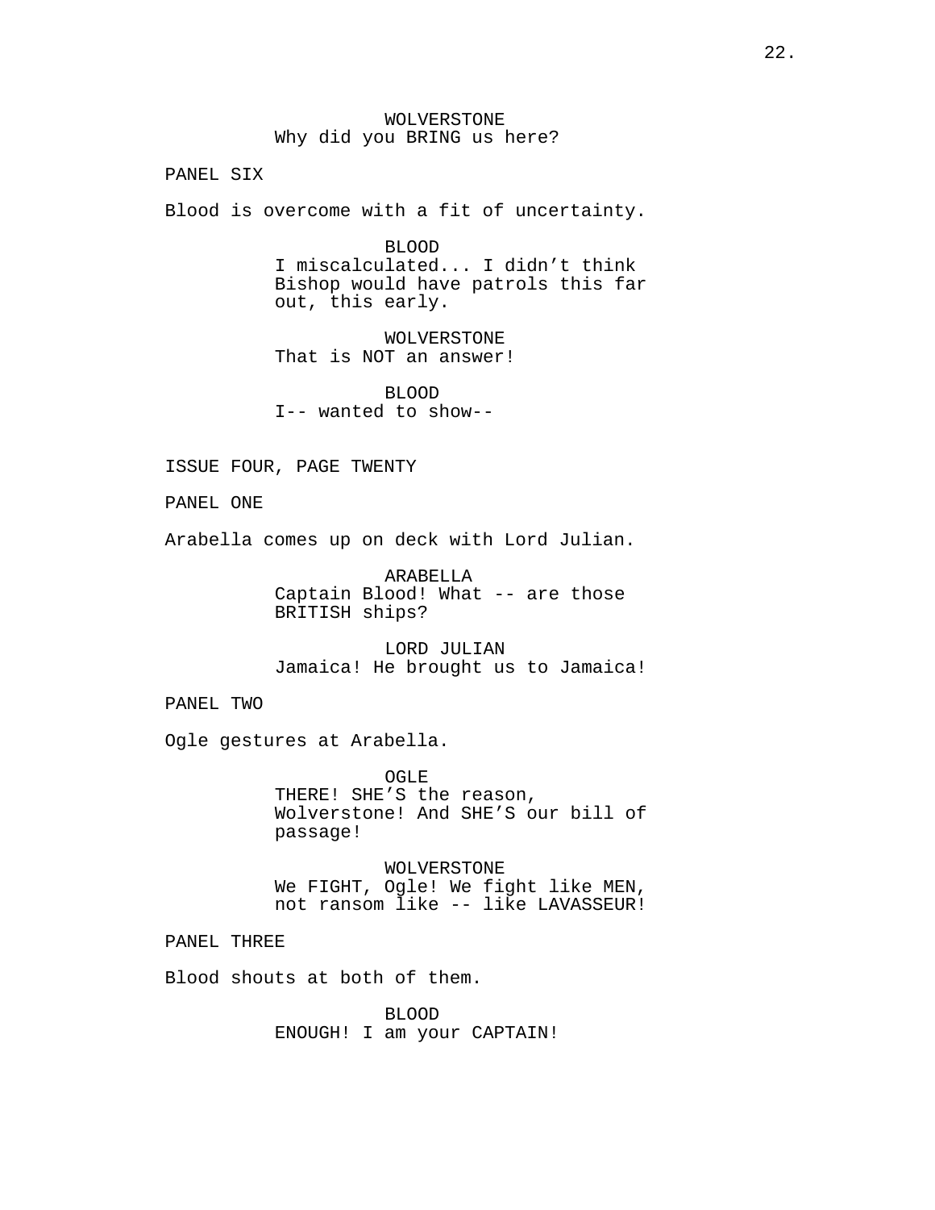WOLVERSTONE
Why did you BRING us here?

PANEL SIX

Blood is overcome with a fit of uncertainty.

BLOOD
I miscalculated... I didn't think Bishop would have patrols this far out, this early.

WOLVERSTONE
That is NOT an answer!

BLOOD
I-- wanted to show--

ISSUE FOUR, PAGE TWENTY

PANEL ONE

Arabella comes up on deck with Lord Julian.

ARABELLA
Captain Blood! What -- are those BRITISH ships?

LORD JULIAN
Jamaica! He brought us to Jamaica!

PANEL TWO

Ogle gestures at Arabella.

OGLE
THERE! SHE'S the reason, Wolverstone! And SHE'S our bill of passage!

WOLVERSTONE
We FIGHT, Ogle! We fight like MEN, not ransom like -- like LAVASSEUR!

PANEL THREE

Blood shouts at both of them.

BLOOD
ENOUGH! I am your CAPTAIN!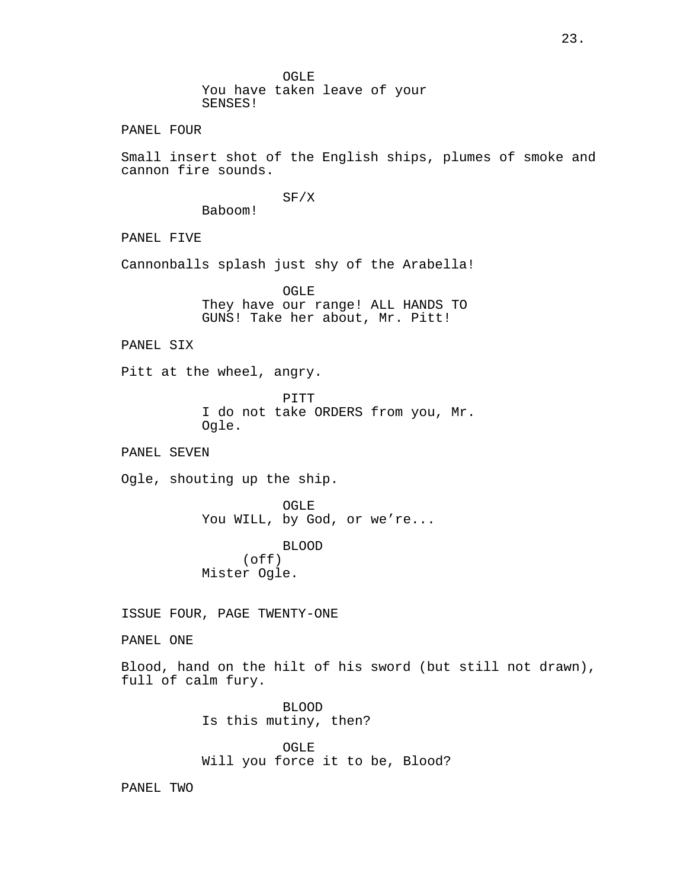OGLE
You have taken leave of your SENSES!

PANEL FOUR

Small insert shot of the English ships, plumes of smoke and cannon fire sounds.

SF/X
Baboom!

PANEL FIVE

Cannonballs splash just shy of the Arabella!

OGLE
They have our range! ALL HANDS TO GUNS! Take her about, Mr. Pitt!

PANEL SIX

Pitt at the wheel, angry.

PITT
I do not take ORDERS from you, Mr. Ogle.

PANEL SEVEN

Ogle, shouting up the ship.

OGLE
You WILL, by God, or we're...

BLOOD
(off)
Mister Ogle.

ISSUE FOUR, PAGE TWENTY-ONE

PANEL ONE

Blood, hand on the hilt of his sword (but still not drawn), full of calm fury.

BLOOD
Is this mutiny, then?

OGLE
Will you force it to be, Blood?

PANEL TWO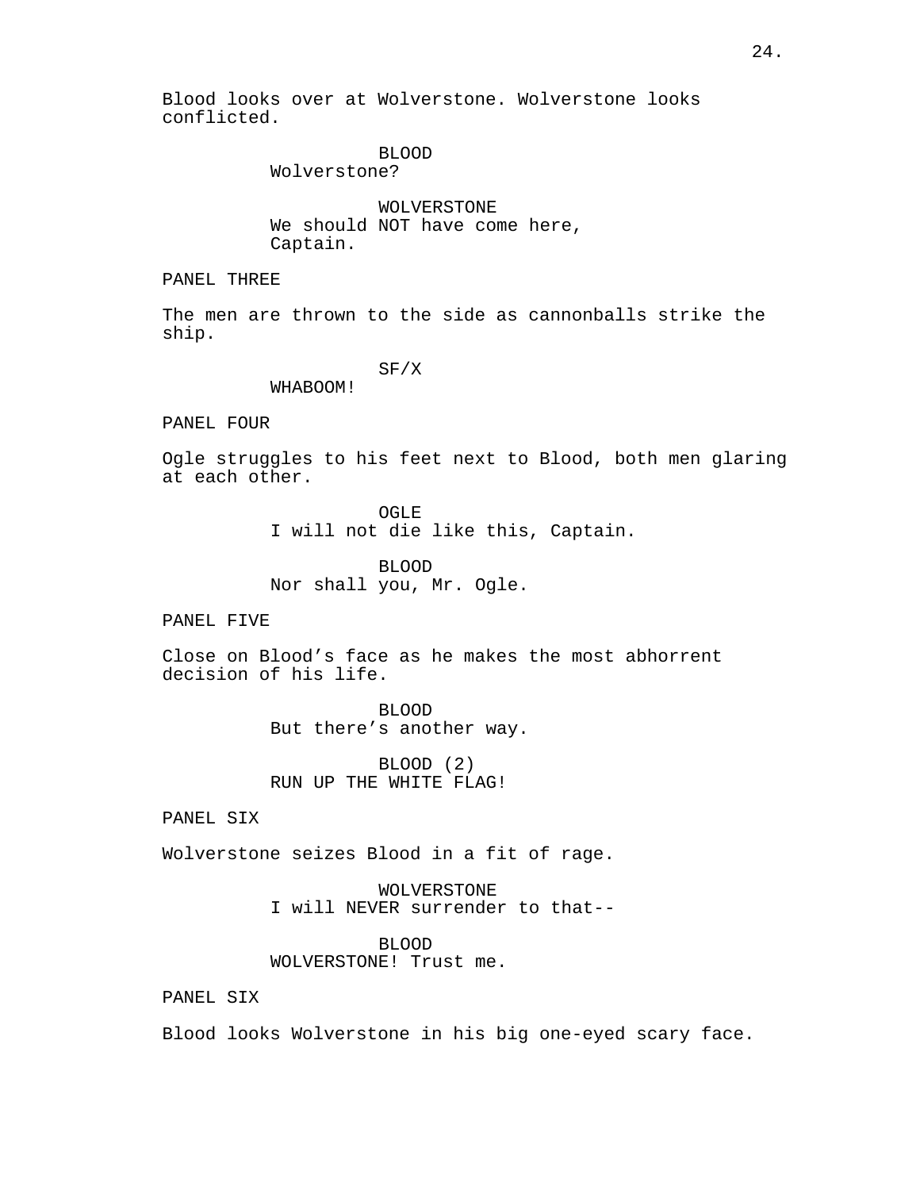Blood looks over at Wolverstone. Wolverstone looks conflicted.

BLOOD
Wolverstone?

WOLVERSTONE
We should NOT have come here, Captain.

PANEL THREE

The men are thrown to the side as cannonballs strike the ship.

SF/X
WHABOOM!

PANEL FOUR

Ogle struggles to his feet next to Blood, both men glaring at each other.

OGLE
I will not die like this, Captain.

BLOOD
Nor shall you, Mr. Ogle.

PANEL FIVE

Close on Blood's face as he makes the most abhorrent decision of his life.

BLOOD
But there's another way.

BLOOD (2)
RUN UP THE WHITE FLAG!

PANEL SIX

Wolverstone seizes Blood in a fit of rage.

WOLVERSTONE
I will NEVER surrender to that--

BLOOD
WOLVERSTONE! Trust me.

PANEL SIX

Blood looks Wolverstone in his big one-eyed scary face.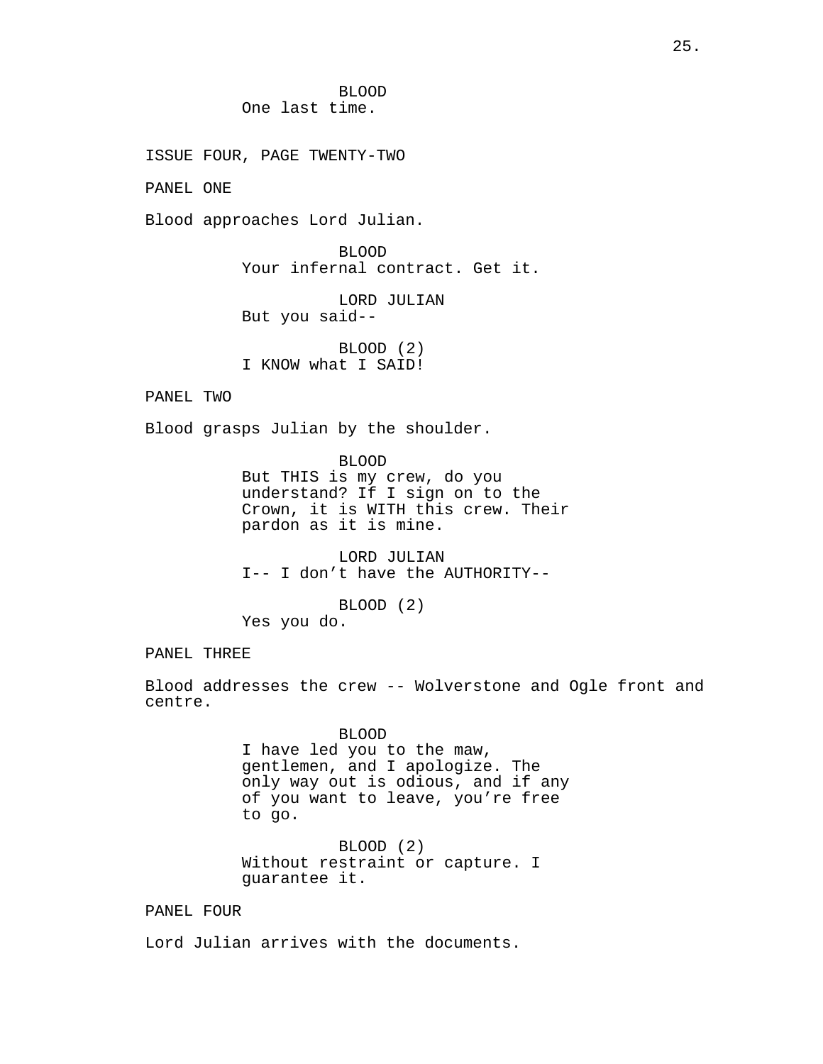BLOOD
One last time.

ISSUE FOUR, PAGE TWENTY-TWO

PANEL ONE

Blood approaches Lord Julian.

BLOOD
Your infernal contract. Get it.

LORD JULIAN
But you said--

BLOOD (2)
I KNOW what I SAID!

PANEL TWO

Blood grasps Julian by the shoulder.

BLOOD
But THIS is my crew, do you understand? If I sign on to the Crown, it is WITH this crew. Their pardon as it is mine.

LORD JULIAN
I-- I don't have the AUTHORITY--

BLOOD (2)
Yes you do.

PANEL THREE

Blood addresses the crew -- Wolverstone and Ogle front and centre.

BLOOD
I have led you to the maw, gentlemen, and I apologize. The only way out is odious, and if any of you want to leave, you're free to go.

BLOOD (2)
Without restraint or capture. I guarantee it.

PANEL FOUR

Lord Julian arrives with the documents.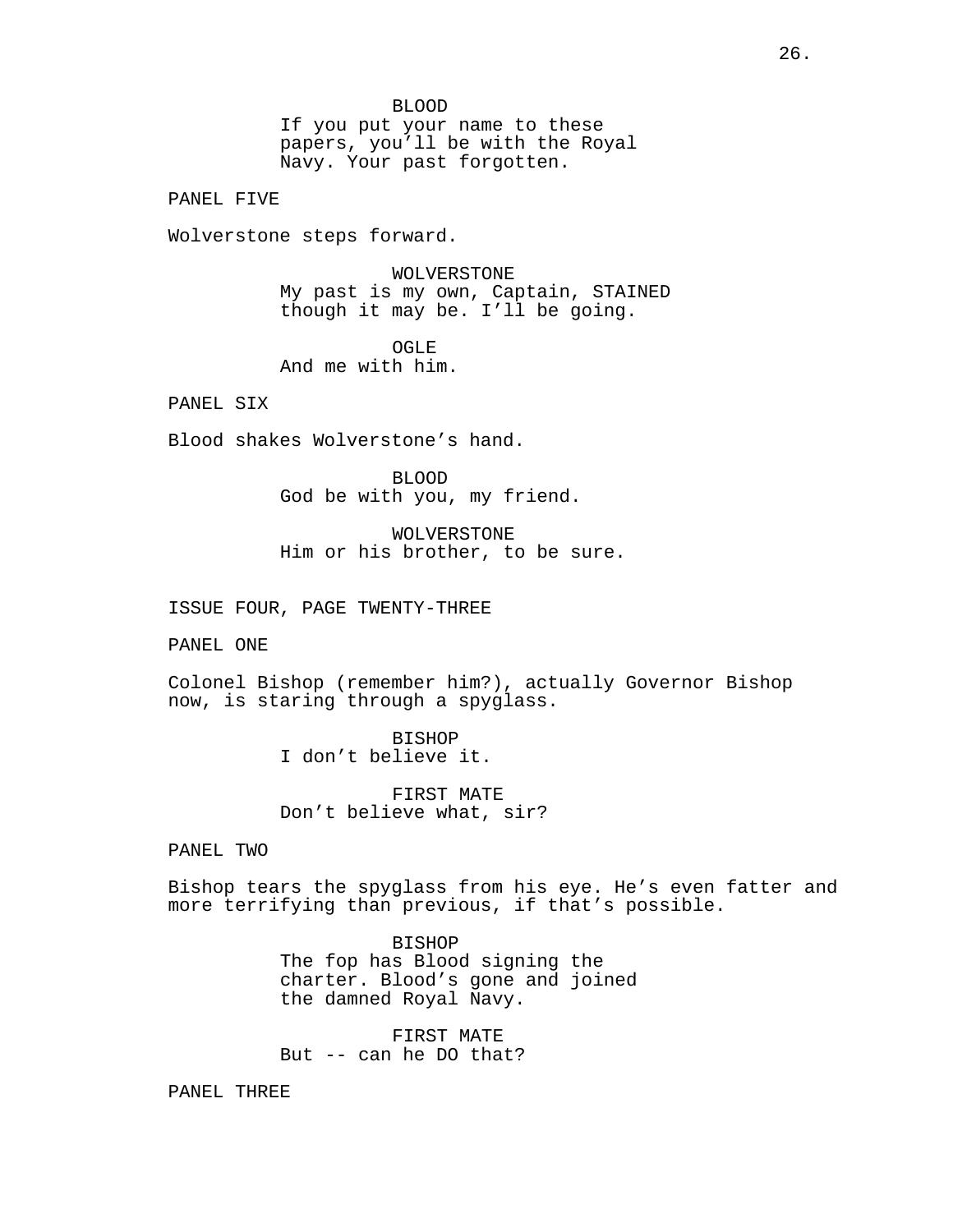BLOOD
If you put your name to these papers, you'll be with the Royal Navy. Your past forgotten.

PANEL FIVE

Wolverstone steps forward.

WOLVERSTONE
My past is my own, Captain, STAINED though it may be. I'll be going.

OGLE
And me with him.

PANEL SIX

Blood shakes Wolverstone's hand.

BLOOD
God be with you, my friend.

WOLVERSTONE
Him or his brother, to be sure.

ISSUE FOUR, PAGE TWENTY-THREE

PANEL ONE

Colonel Bishop (remember him?), actually Governor Bishop now, is staring through a spyglass.

BISHOP
I don't believe it.

FIRST MATE
Don't believe what, sir?

PANEL TWO

Bishop tears the spyglass from his eye. He's even fatter and more terrifying than previous, if that's possible.

BISHOP
The fop has Blood signing the charter. Blood's gone and joined the damned Royal Navy.

FIRST MATE
But -- can he DO that?

PANEL THREE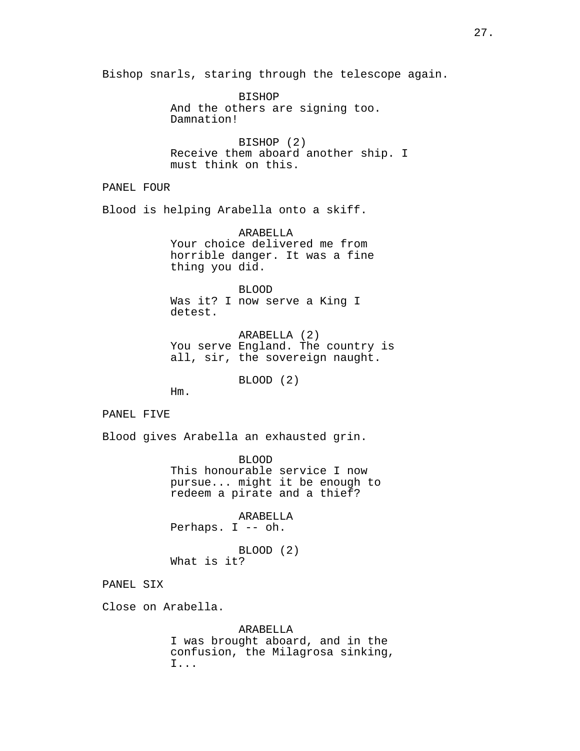Bishop snarls, staring through the telescope again.

BISHOP
And the others are signing too. Damnation!

BISHOP (2)
Receive them aboard another ship. I must think on this.

PANEL FOUR

Blood is helping Arabella onto a skiff.

ARABELLA
Your choice delivered me from horrible danger. It was a fine thing you did.

BLOOD
Was it? I now serve a King I detest.

ARABELLA (2)
You serve England. The country is all, sir, the sovereign naught.

BLOOD (2)
Hm.

PANEL FIVE

Blood gives Arabella an exhausted grin.

BLOOD
This honourable service I now pursue... might it be enough to redeem a pirate and a thief?

ARABELLA
Perhaps. I -- oh.

BLOOD (2)
What is it?

PANEL SIX

Close on Arabella.

ARABELLA
I was brought aboard, and in the confusion, the Milagrosa sinking, I...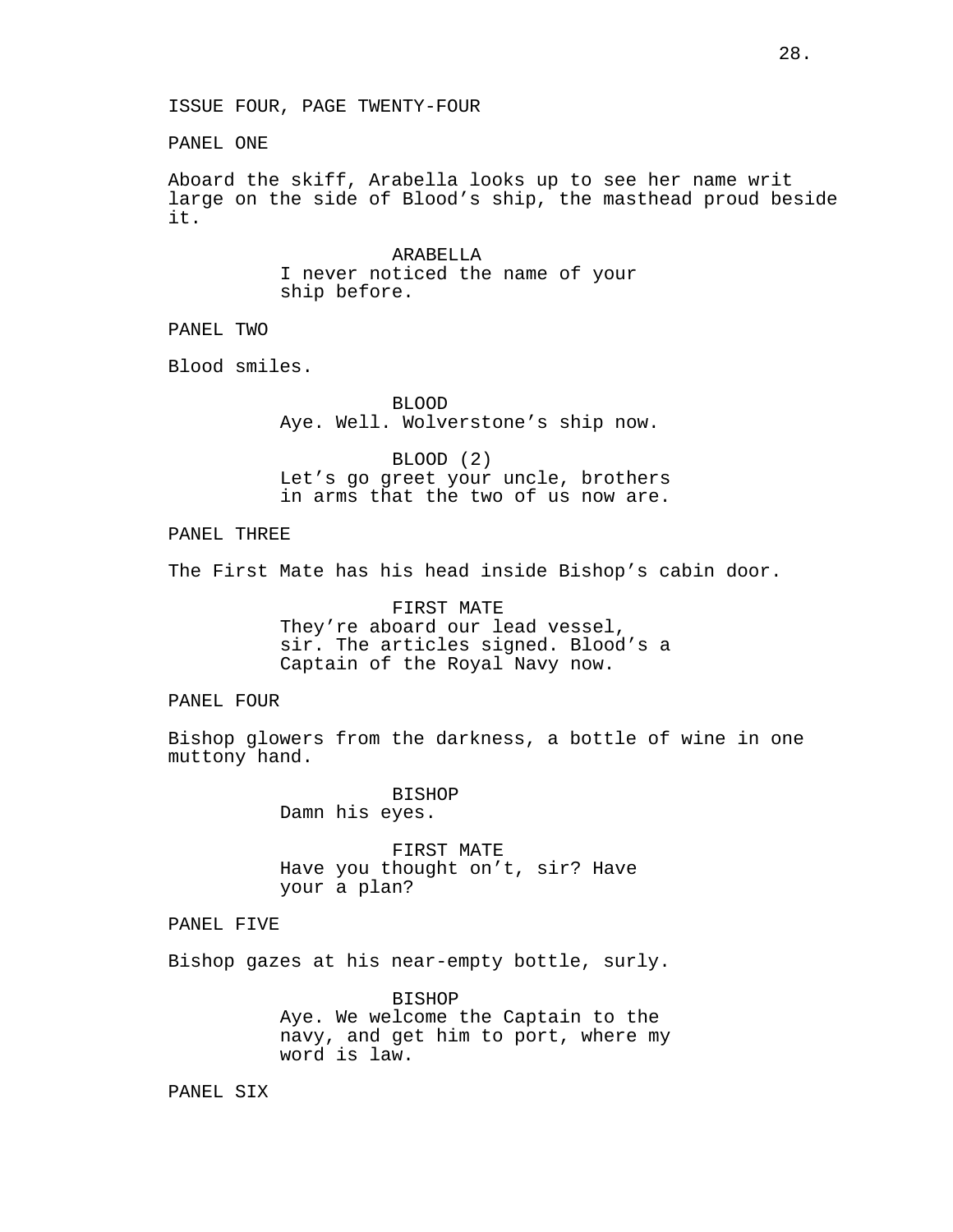ISSUE FOUR, PAGE TWENTY-FOUR

PANEL ONE

Aboard the skiff, Arabella looks up to see her name writ large on the side of Blood’s ship, the masthead proud beside it.

ARABELLA
I never noticed the name of your ship before.

PANEL TWO

Blood smiles.

BLOOD
Aye. Well. Wolverstone’s ship now.

BLOOD (2)
Let’s go greet your uncle, brothers in arms that the two of us now are.

PANEL THREE

The First Mate has his head inside Bishop’s cabin door.

FIRST MATE
They’re aboard our lead vessel, sir. The articles signed. Blood’s a Captain of the Royal Navy now.

PANEL FOUR

Bishop glowers from the darkness, a bottle of wine in one muttony hand.

BISHOP
Damn his eyes.

FIRST MATE
Have you thought on’t, sir? Have your a plan?

PANEL FIVE

Bishop gazes at his near-empty bottle, surly.

BISHOP
Aye. We welcome the Captain to the navy, and get him to port, where my word is law.

PANEL SIX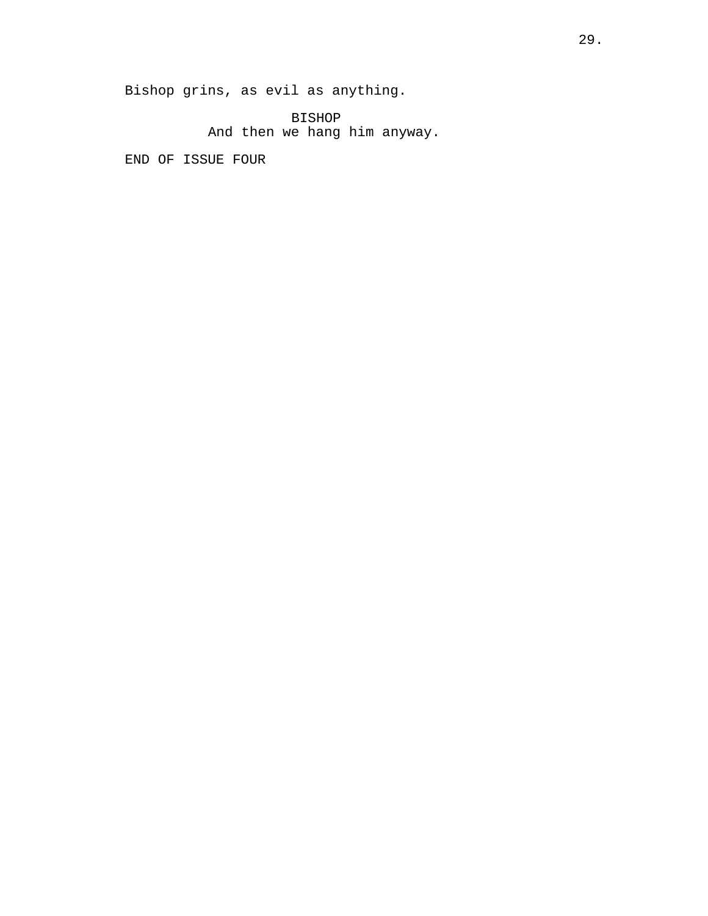Bishop grins, as evil as anything.

BISHOP
And then we hang him anyway.

END OF ISSUE FOUR